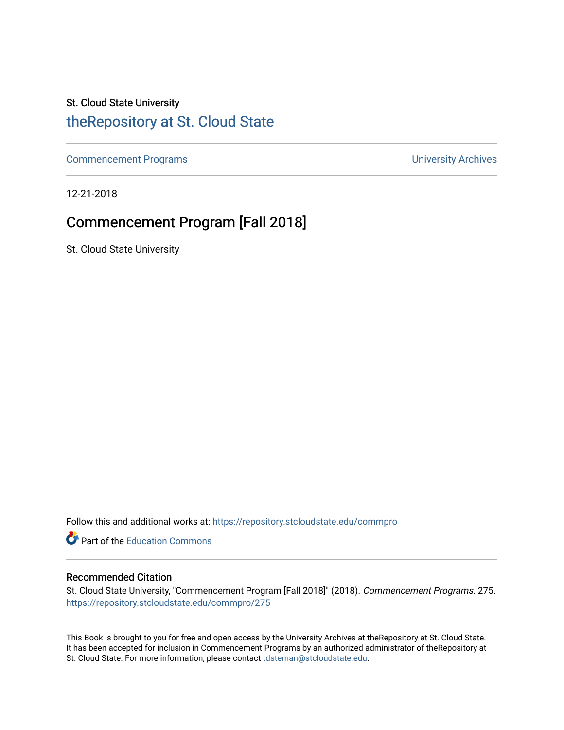St. Cloud State University

# theRepository at St. Cloud State

Commencement Programs | University Archives

12-21-2018

## Commencement Program [Fall 2018]

St. Cloud State University

Follow this and additional works at: https://repository.stcloudstate.edu/commpro

Part of the Education Commons

### Recommended Citation

St. Cloud State University, "Commencement Program [Fall 2018]" (2018). *Commencement Programs*. 275.
https://repository.stcloudstate.edu/commpro/275

This Book is brought to you for free and open access by the University Archives at theRepository at St. Cloud State. It has been accepted for inclusion in Commencement Programs by an authorized administrator of theRepository at St. Cloud State. For more information, please contact tdsteman@stcloudstate.edu.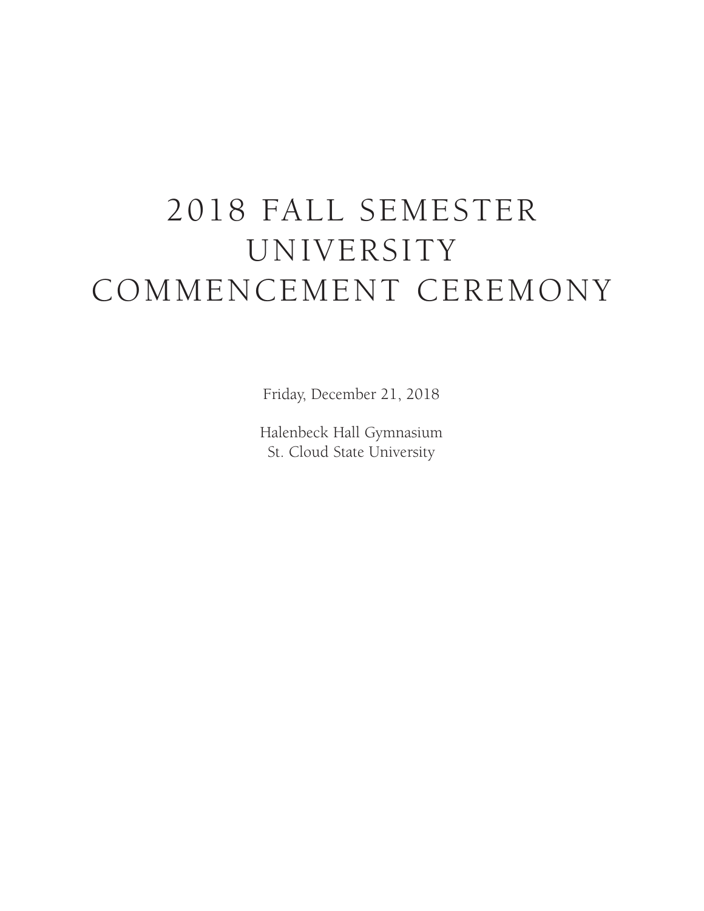# 2018 FALL SEMESTER UNIVERSITY COMMENCEMENT CEREMONY

Friday, December 21, 2018

Halenbeck Hall Gymnasium
St. Cloud State University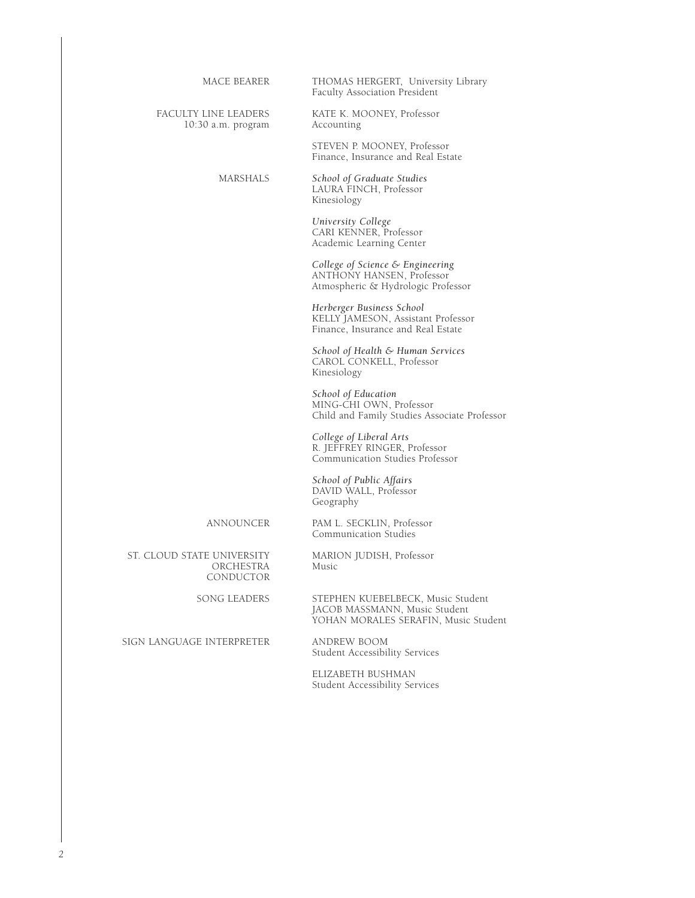| | |
|---|---|
| MACE BEARER | THOMAS HERGERT, University Library<br>Faculty Association President |
| FACULTY LINE LEADERS<br>10:30 a.m. program | KATE K. MOONEY, Professor<br>Accounting |
| | STEVEN P. MOONEY, Professor<br>Finance, Insurance and Real Estate |
| MARSHALS | *School of Graduate Studies*<br>LAURA FINCH, Professor<br>Kinesiology |
| | *University College*<br>CARI KENNER, Professor<br>Academic Learning Center |
| | *College of Science & Engineering*<br>ANTHONY HANSEN, Professor<br>Atmospheric & Hydrologic Professor |
| | *Herberger Business School*<br>KELLY JAMESON, Assistant Professor<br>Finance, Insurance and Real Estate |
| | *School of Health & Human Services*<br>CAROL CONKELL, Professor<br>Kinesiology |
| | *School of Education*<br>MING-CHI OWN, Professor<br>Child and Family Studies Associate Professor |
| | *College of Liberal Arts*<br>R. JEFFREY RINGER, Professor<br>Communication Studies Professor |
| | *School of Public Affairs*<br>DAVID WALL, Professor<br>Geography |
| ANNOUNCER | PAM L. SECKLIN, Professor<br>Communication Studies |
| ST. CLOUD STATE UNIVERSITY<br>ORCHESTRA<br>CONDUCTOR | MARION JUDISH, Professor<br>Music |
| SONG LEADERS | STEPHEN KUEBELBECK, Music Student<br>JACOB MASSMANN, Music Student<br>YOHAN MORALES SERAFIN, Music Student |
| SIGN LANGUAGE INTERPRETER | ANDREW BOOM<br>Student Accessibility Services |
| | ELIZABETH BUSHMAN<br>Student Accessibility Services |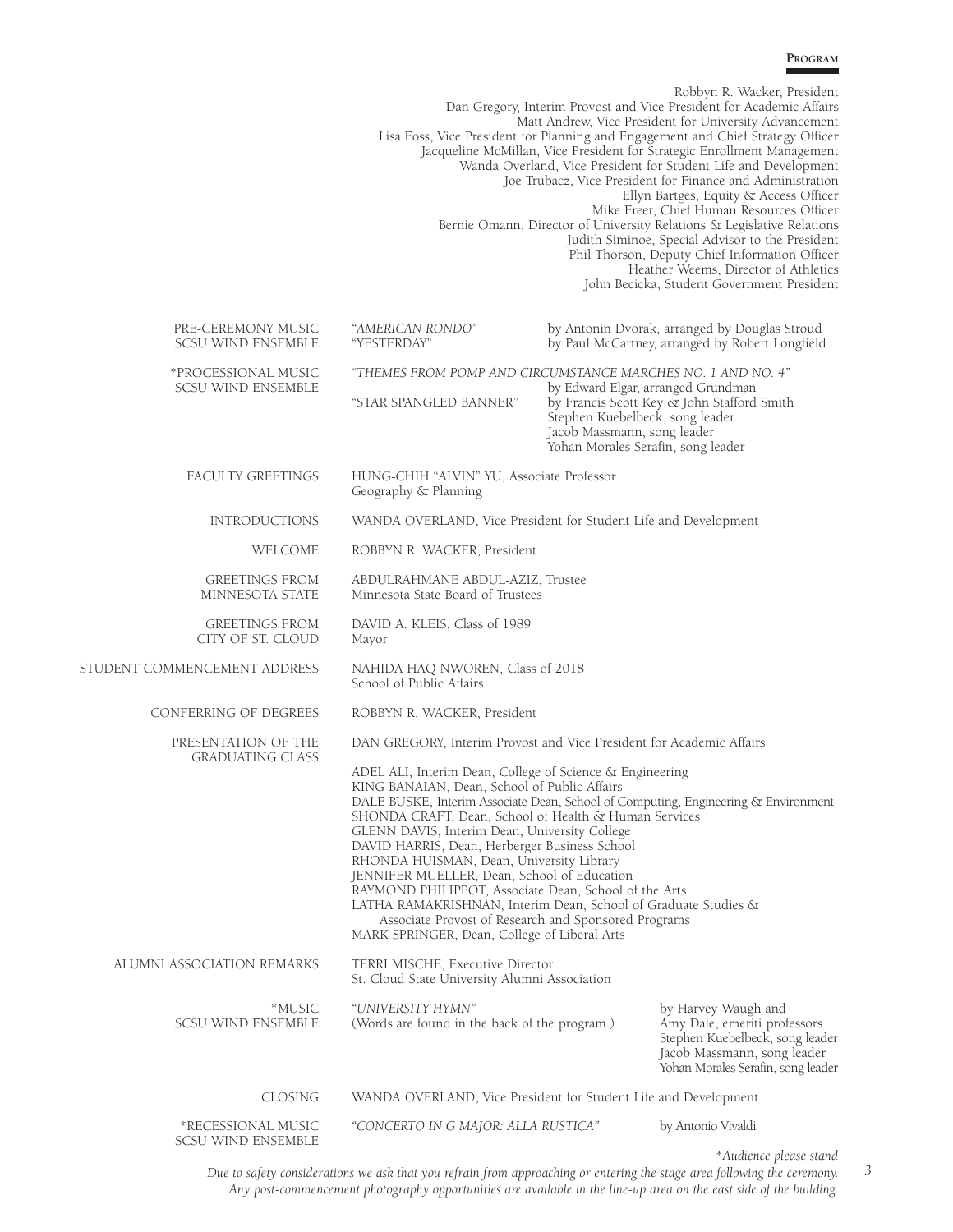# Program

Robbyn R. Wacker, President
Dan Gregory, Interim Provost and Vice President for Academic Affairs
Matt Andrew, Vice President for University Advancement
Lisa Foss, Vice President for Planning and Engagement and Chief Strategy Officer
Jacqueline McMillan, Vice President for Strategic Enrollment Management
Wanda Overland, Vice President for Student Life and Development
Joe Trubacz, Vice President for Finance and Administration
Ellyn Bartges, Equity & Access Officer
Mike Freer, Chief Human Resources Officer
Bernie Omann, Director of University Relations & Legislative Relations
Judith Siminoe, Special Advisor to the President
Phil Thorson, Deputy Chief Information Officer
Heather Weems, Director of Athletics
John Becicka, Student Government President

| | | |
|---|---|---|
| PRE-CEREMONY MUSIC<br>SCSU WIND ENSEMBLE | *"AMERICAN RONDO"*<br>"YESTERDAY" | by Antonin Dvorak, arranged by Douglas Stroud<br>by Paul McCartney, arranged by Robert Longfield |
| *PROCESSIONAL MUSIC<br>SCSU WIND ENSEMBLE | *"THEMES FROM POMP AND CIRCUMSTANCE MARCHES NO. 1 AND NO. 4"*<br><br>"STAR SPANGLED BANNER" | <br>by Edward Elgar, arranged Grundman<br>by Francis Scott Key & John Stafford Smith<br>Stephen Kuebelbeck, song leader<br>Jacob Massmann, song leader<br>Yohan Morales Serafin, song leader |
| FACULTY GREETINGS | HUNG-CHIH "ALVIN" YU, Associate Professor<br>Geography & Planning | |
| INTRODUCTIONS | WANDA OVERLAND, Vice President for Student Life and Development | |
| WELCOME | ROBBYN R. WACKER, President | |
| GREETINGS FROM<br>MINNESOTA STATE | ABDULRAHMANE ABDUL-AZIZ, Trustee<br>Minnesota State Board of Trustees | |
| GREETINGS FROM<br>CITY OF ST. CLOUD | DAVID A. KLEIS, Class of 1989<br>Mayor | |
| STUDENT COMMENCEMENT ADDRESS | NAHIDA HAQ NWOREN, Class of 2018<br>School of Public Affairs | |
| CONFERRING OF DEGREES | ROBBYN R. WACKER, President | |
| PRESENTATION OF THE<br>GRADUATING CLASS | DAN GREGORY, Interim Provost and Vice President for Academic Affairs<br><br>ADEL ALI, Interim Dean, College of Science & Engineering<br>KING BANAIAN, Dean, School of Public Affairs<br>DALE BUSKE, Interim Associate Dean, School of Computing, Engineering & Environment<br>SHONDA CRAFT, Dean, School of Health & Human Services<br>GLENN DAVIS, Interim Dean, University College<br>DAVID HARRIS, Dean, Herberger Business School<br>RHONDA HUISMAN, Dean, University Library<br>JENNIFER MUELLER, Dean, School of Education<br>RAYMOND PHILIPPOT, Associate Dean, School of the Arts<br>LATHA RAMAKRISHNAN, Interim Dean, School of Graduate Studies & Associate Provost of Research and Sponsored Programs<br>MARK SPRINGER, Dean, College of Liberal Arts | |
| ALUMNI ASSOCIATION REMARKS | TERRI MISCHE, Executive Director<br>St. Cloud State University Alumni Association | |
| *MUSIC<br>SCSU WIND ENSEMBLE | *"UNIVERSITY HYMN"*<br>(Words are found in the back of the program.) | by Harvey Waugh and<br>Amy Dale, emeriti professors<br>Stephen Kuebelbeck, song leader<br>Jacob Massmann, song leader<br>Yohan Morales Serafin, song leader |
| CLOSING | WANDA OVERLAND, Vice President for Student Life and Development | |
| *RECESSIONAL MUSIC<br>SCSU WIND ENSEMBLE | *"CONCERTO IN G MAJOR: ALLA RUSTICA"* | by Antonio Vivaldi |

*\*Audience please stand*

*Due to safety considerations we ask that you refrain from approaching or entering the stage area following the ceremony. Any post-commencement photography opportunities are available in the line-up area on the east side of the building.*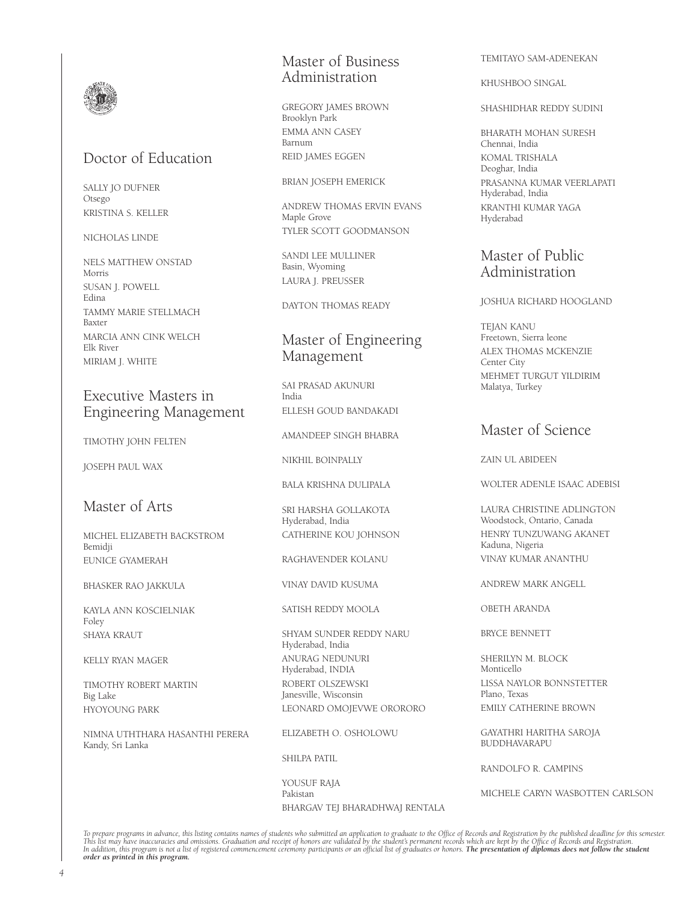## Doctor of Education

SALLY JO DUFNER
Otsego

KRISTINA S. KELLER

NICHOLAS LINDE

NELS MATTHEW ONSTAD
Morris

SUSAN J. POWELL
Edina

TAMMY MARIE STELLMACH
Baxter

MARCIA ANN CINK WELCH
Elk River

MIRIAM J. WHITE

## Executive Masters in Engineering Management

TIMOTHY JOHN FELTEN

JOSEPH PAUL WAX

## Master of Arts

MICHEL ELIZABETH BACKSTROM
Bemidji

EUNICE GYAMERAH

BHASKER RAO JAKKULA

KAYLA ANN KOSCIELNIAK
Foley

SHAYA KRAUT

KELLY RYAN MAGER

TIMOTHY ROBERT MARTIN
Big Lake

HYOYOUNG PARK

NIMNA UTHTHARA HASANTHI PERERA
Kandy, Sri Lanka

## Master of Business Administration

GREGORY JAMES BROWN
Brooklyn Park

EMMA ANN CASEY
Barnum

REID JAMES EGGEN

BRIAN JOSEPH EMERICK

ANDREW THOMAS ERVIN EVANS
Maple Grove

TYLER SCOTT GOODMANSON

SANDI LEE MULLINER
Basin, Wyoming

LAURA J. PREUSSER

DAYTON THOMAS READY

## Master of Engineering Management

SAI PRASAD AKUNURI
India

ELLESH GOUD BANDAKADI

AMANDEEP SINGH BHABRA

NIKHIL BOINPALLY

BALA KRISHNA DULIPALA

SRI HARSHA GOLLAKOTA
Hyderabad, India

CATHERINE KOU JOHNSON

RAGHAVENDER KOLANU

VINAY DAVID KUSUMA

SATISH REDDY MOOLA

SHYAM SUNDER REDDY NARU
Hyderabad, India

ANURAG NEDUNURI
Hyderabad, INDIA

ROBERT OLSZEWSKI
Janesville, Wisconsin

LEONARD OMOJEVWE ORORORO

ELIZABETH O. OSHOLOWU

SHILPA PATIL

YOUSUF RAJA
Pakistan

BHARGAV TEJ BHARADHWAJ RENTALA

TEMITAYO SAM-ADENEKAN

KHUSHBOO SINGAL

SHASHIDHAR REDDY SUDINI

BHARATH MOHAN SURESH
Chennai, India

KOMAL TRISHALA
Deoghar, India

PRASANNA KUMAR VEERLAPATI
Hyderabad, India

KRANTHI KUMAR YAGA
Hyderabad

## Master of Public Administration

JOSHUA RICHARD HOOGLAND

TEJAN KANU
Freetown, Sierra leone

ALEX THOMAS MCKENZIE
Center City

MEHMET TURGUT YILDIRIM
Malatya, Turkey

## Master of Science

ZAIN UL ABIDEEN

WOLTER ADENLE ISAAC ADEBISI

LAURA CHRISTINE ADLINGTON
Woodstock, Ontario, Canada

HENRY TUNZUWANG AKANET
Kaduna, Nigeria

VINAY KUMAR ANANTHU

ANDREW MARK ANGELL

OBETH ARANDA

BRYCE BENNETT

SHERILYN M. BLOCK
Monticello

LISSA NAYLOR BONNSTETTER
Plano, Texas

EMILY CATHERINE BROWN

GAYATHRI HARITHA SAROJA BUDDHAVARAPU

RANDOLFO R. CAMPINS

MICHELE CARYN WASBOTTEN CARLSON

*To prepare programs in advance, this listing contains names of students who submitted an application to graduate to the Office of Records and Registration by the published deadline for this semester. This list may have inaccuracies and omissions. Graduation and receipt of honors are validated by the student's permanent records which are kept by the Office of Records and Registration. In addition, this program is not a list of registered commencement ceremony participants or an official list of graduates or honors.* ***The presentation of diplomas does not follow the student order as printed in this program.***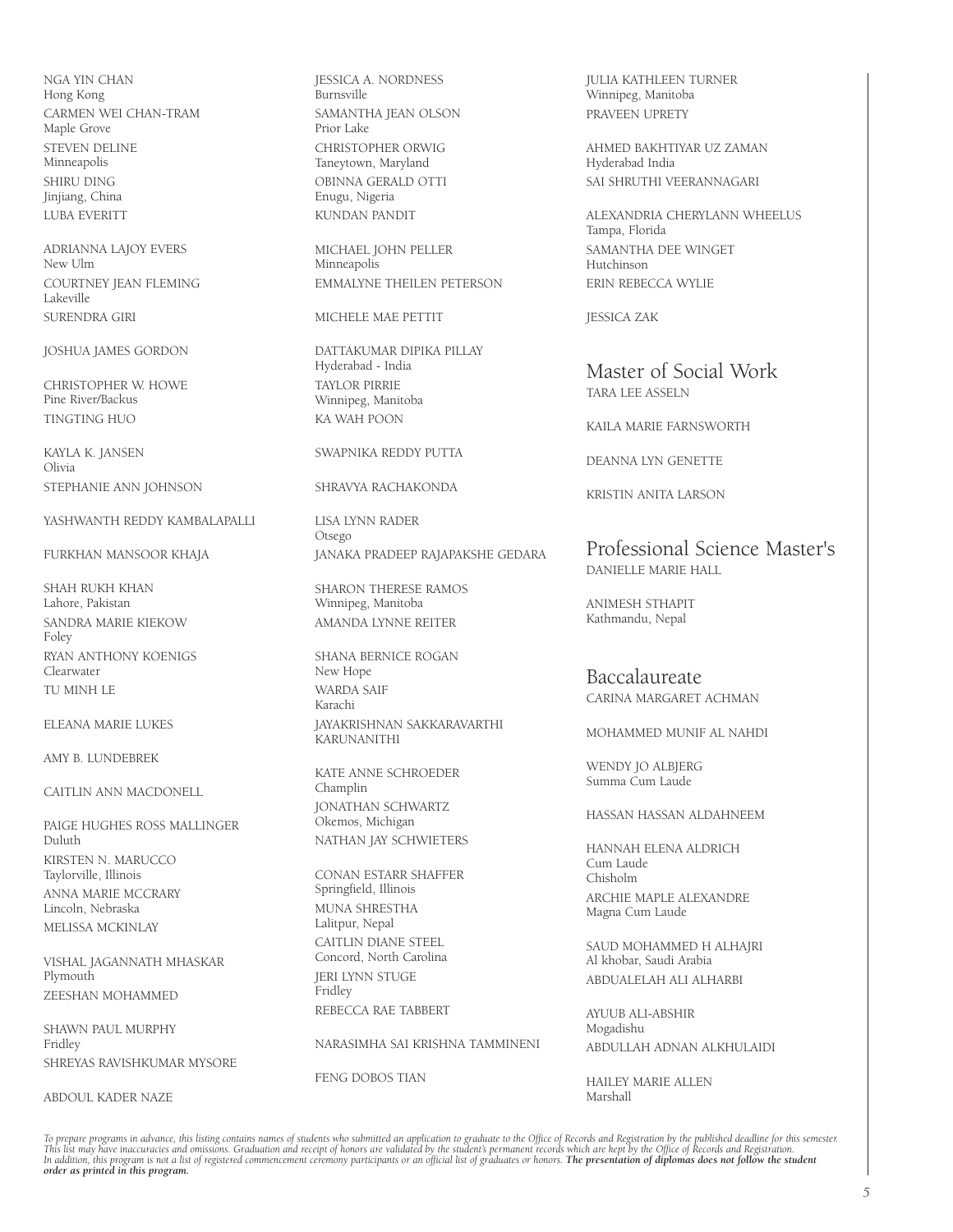NGA YIN CHAN
Hong Kong

CARMEN WEI CHAN-TRAM
Maple Grove

STEVEN DELINE
Minneapolis

SHIRU DING
Jinjiang, China

LUBA EVERITT

ADRIANNA LAJOY EVERS
New Ulm

COURTNEY JEAN FLEMING
Lakeville

SURENDRA GIRI

JOSHUA JAMES GORDON

CHRISTOPHER W. HOWE
Pine River/Backus

TINGTING HUO

KAYLA K. JANSEN
Olivia

STEPHANIE ANN JOHNSON

YASHWANTH REDDY KAMBALAPALLI

FURKHAN MANSOOR KHAJA

SHAH RUKH KHAN
Lahore, Pakistan

SANDRA MARIE KIEKOW
Foley

RYAN ANTHONY KOENIGS
Clearwater

TU MINH LE

ELEANA MARIE LUKES

AMY B. LUNDEBREK

CAITLIN ANN MACDONELL

PAIGE HUGHES ROSS MALLINGER
Duluth

KIRSTEN N. MARUCCO
Taylorville, Illinois

ANNA MARIE MCCRARY
Lincoln, Nebraska

MELISSA MCKINLAY

VISHAL JAGANNATH MHASKAR
Plymouth

ZEESHAN MOHAMMED

SHAWN PAUL MURPHY
Fridley

SHREYAS RAVISHKUMAR MYSORE

ABDOUL KADER NAZE

JESSICA A. NORDNESS
Burnsville

SAMANTHA JEAN OLSON
Prior Lake

CHRISTOPHER ORWIG
Taneytown, Maryland

OBINNA GERALD OTTI
Enugu, Nigeria

KUNDAN PANDIT

MICHAEL JOHN PELLER
Minneapolis

EMMALYNE THEILEN PETERSON

MICHELE MAE PETTIT

DATTAKUMAR DIPIKA PILLAY
Hyderabad - India

TAYLOR PIRRIE
Winnipeg, Manitoba

KA WAH POON

SWAPNIKA REDDY PUTTA

SHRAVYA RACHAKONDA

LISA LYNN RADER
Otsego

JANAKA PRADEEP RAJAPAKSHE GEDARA

SHARON THERESE RAMOS
Winnipeg, Manitoba

AMANDA LYNNE REITER

SHANA BERNICE ROGAN
New Hope

WARDA SAIF
Karachi

JAYAKRISHNAN SAKKARAVARTHI KARUNANITHI

KATE ANNE SCHROEDER
Champlin

JONATHAN SCHWARTZ
Okemos, Michigan

NATHAN JAY SCHWIETERS

CONAN ESTARR SHAFFER
Springfield, Illinois

MUNA SHRESTHA
Lalitpur, Nepal

CAITLIN DIANE STEEL
Concord, North Carolina

JERI LYNN STUGE
Fridley

REBECCA RAE TABBERT

NARASIMHA SAI KRISHNA TAMMINENI

FENG DOBOS TIAN

JULIA KATHLEEN TURNER
Winnipeg, Manitoba

PRAVEEN UPRETY

AHMED BAKHTIYAR UZ ZAMAN
Hyderabad India

SAI SHRUTHI VEERANNAGARI

ALEXANDRIA CHERYLANN WHEELUS
Tampa, Florida

SAMANTHA DEE WINGET
Hutchinson

ERIN REBECCA WYLIE

JESSICA ZAK

## Master of Social Work

TARA LEE ASSELN

KAILA MARIE FARNSWORTH

DEANNA LYN GENETTE

KRISTIN ANITA LARSON

## Professional Science Master's

DANIELLE MARIE HALL

ANIMESH STHAPIT
Kathmandu, Nepal

## Baccalaureate

CARINA MARGARET ACHMAN

MOHAMMED MUNIF AL NAHDI

WENDY JO ALBJERG
Summa Cum Laude

HASSAN HASSAN ALDAHNEEM

HANNAH ELENA ALDRICH
Cum Laude
Chisholm

ARCHIE MAPLE ALEXANDRE
Magna Cum Laude

SAUD MOHAMMED H ALHAJRI
Al khobar, Saudi Arabia

ABDUALELAH ALI ALHARBI

AYUUB ALI-ABSHIR
Mogadishu

ABDULLAH ADNAN ALKHULAIDI

HAILEY MARIE ALLEN
Marshall

*To prepare programs in advance, this listing contains names of students who submitted an application to graduate to the Office of Records and Registration by the published deadline for this semester. This list may have inaccuracies and omissions. Graduation and receipt of honors are validated by the student's permanent records which are kept by the Office of Records and Registration. In addition, this program is not a list of registered commencement ceremony participants or an official list of graduates or honors.* ***The presentation of diplomas does not follow the student order as printed in this program.***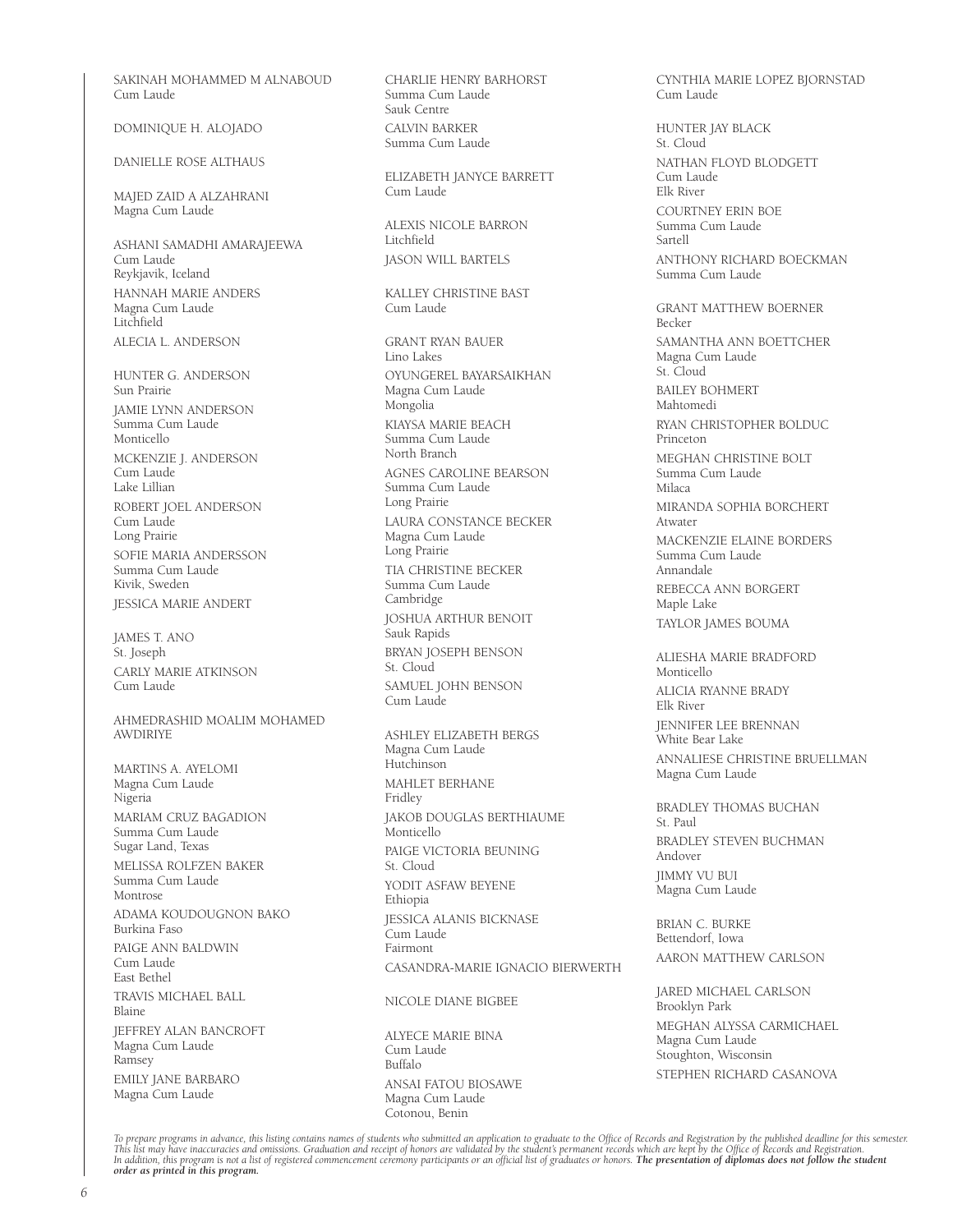SAKINAH MOHAMMED M ALNABOUD
Cum Laude

DOMINIQUE H. ALOJADO

DANIELLE ROSE ALTHAUS

MAJED ZAID A ALZAHRANI
Magna Cum Laude

ASHANI SAMADHI AMARAJEEWA
Cum Laude
Reykjavik, Iceland

HANNAH MARIE ANDERS
Magna Cum Laude
Litchfield

ALECIA L. ANDERSON

HUNTER G. ANDERSON
Sun Prairie

JAMIE LYNN ANDERSON
Summa Cum Laude
Monticello

MCKENZIE J. ANDERSON
Cum Laude
Lake Lillian

ROBERT JOEL ANDERSON
Cum Laude
Long Prairie

SOFIE MARIA ANDERSSON
Summa Cum Laude
Kivik, Sweden

JESSICA MARIE ANDERT

JAMES T. ANO
St. Joseph

CARLY MARIE ATKINSON
Cum Laude

AHMEDRASHID MOALIM MOHAMED AWDIRIYE

MARTINS A. AYELOMI
Magna Cum Laude
Nigeria

MARIAM CRUZ BAGADION
Summa Cum Laude
Sugar Land, Texas

MELISSA ROLFZEN BAKER
Summa Cum Laude
Montrose

ADAMA KOUDOUGNON BAKO
Burkina Faso

PAIGE ANN BALDWIN
Cum Laude
East Bethel

TRAVIS MICHAEL BALL
Blaine

JEFFREY ALAN BANCROFT
Magna Cum Laude
Ramsey

EMILY JANE BARBARO
Magna Cum Laude

CHARLIE HENRY BARHORST
Summa Cum Laude
Sauk Centre

CALVIN BARKER
Summa Cum Laude

ELIZABETH JANYCE BARRETT
Cum Laude

ALEXIS NICOLE BARRON
Litchfield

JASON WILL BARTELS

KALLEY CHRISTINE BAST
Cum Laude

GRANT RYAN BAUER
Lino Lakes

OYUNGEREL BAYARSAIKHAN
Magna Cum Laude
Mongolia

KIAYSA MARIE BEACH
Summa Cum Laude
North Branch

AGNES CAROLINE BEARSON
Summa Cum Laude
Long Prairie

LAURA CONSTANCE BECKER
Magna Cum Laude
Long Prairie

TIA CHRISTINE BECKER
Summa Cum Laude
Cambridge

JOSHUA ARTHUR BENOIT
Sauk Rapids

BRYAN JOSEPH BENSON
St. Cloud

SAMUEL JOHN BENSON
Cum Laude

ASHLEY ELIZABETH BERGS
Magna Cum Laude
Hutchinson

MAHLET BERHANE
Fridley

JAKOB DOUGLAS BERTHIAUME
Monticello

PAIGE VICTORIA BEUNING
St. Cloud

YODIT ASFAW BEYENE
Ethiopia

JESSICA ALANIS BICKNASE
Cum Laude
Fairmont

CASANDRA-MARIE IGNACIO BIERWERTH

NICOLE DIANE BIGBEE

ALYECE MARIE BINA
Cum Laude
Buffalo

ANSAI FATOU BIOSAWE
Magna Cum Laude
Cotonou, Benin

CYNTHIA MARIE LOPEZ BJORNSTAD
Cum Laude

HUNTER JAY BLACK
St. Cloud

NATHAN FLOYD BLODGETT
Cum Laude
Elk River

COURTNEY ERIN BOE
Summa Cum Laude
Sartell

ANTHONY RICHARD BOECKMAN
Summa Cum Laude

GRANT MATTHEW BOERNER
Becker

SAMANTHA ANN BOETTCHER
Magna Cum Laude
St. Cloud

BAILEY BOHMERT
Mahtomedi

RYAN CHRISTOPHER BOLDUC
Princeton

MEGHAN CHRISTINE BOLT
Summa Cum Laude
Milaca

MIRANDA SOPHIA BORCHERT
Atwater

MACKENZIE ELAINE BORDERS
Summa Cum Laude
Annandale

REBECCA ANN BORGERT
Maple Lake

TAYLOR JAMES BOUMA

ALIESHA MARIE BRADFORD
Monticello

ALICIA RYANNE BRADY
Elk River

JENNIFER LEE BRENNAN
White Bear Lake

ANNALIESE CHRISTINE BRUELLMAN
Magna Cum Laude

BRADLEY THOMAS BUCHAN
St. Paul

BRADLEY STEVEN BUCHMAN
Andover

JIMMY VU BUI
Magna Cum Laude

BRIAN C. BURKE
Bettendorf, Iowa

AARON MATTHEW CARLSON

JARED MICHAEL CARLSON
Brooklyn Park

MEGHAN ALYSSA CARMICHAEL
Magna Cum Laude
Stoughton, Wisconsin

STEPHEN RICHARD CASANOVA

*To prepare programs in advance, this listing contains names of students who submitted an application to graduate to the Office of Records and Registration by the published deadline for this semester. This list may have inaccuracies and omissions. Graduation and receipt of honors are validated by the student's permanent records which are kept by the Office of Records and Registration. In addition, this program is not a list of registered commencement ceremony participants or an official list of graduates or honors.* ***The presentation of diplomas does not follow the student order as printed in this program.***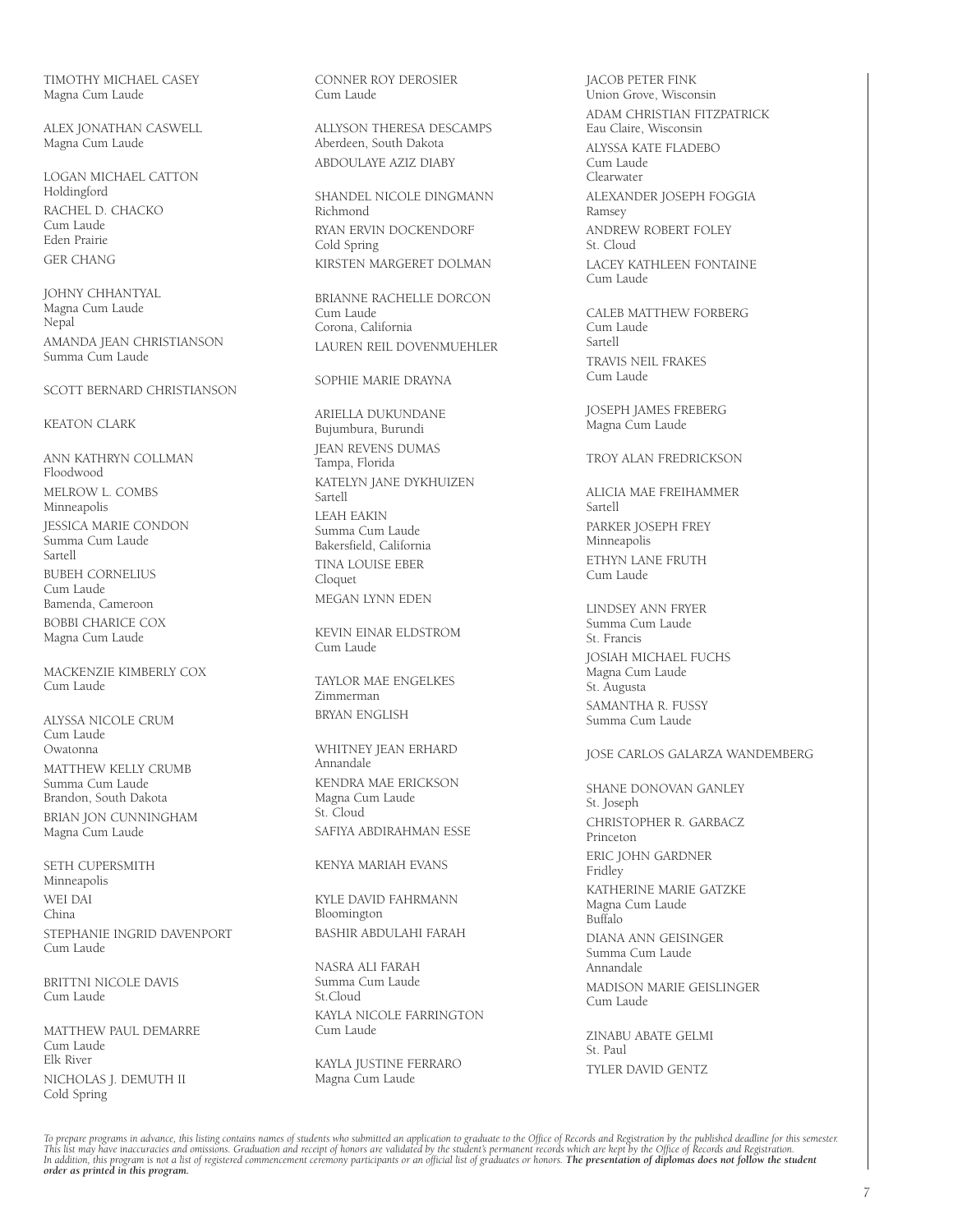TIMOTHY MICHAEL CASEY
Magna Cum Laude

ALEX JONATHAN CASWELL
Magna Cum Laude

LOGAN MICHAEL CATTON
Holdingford

RACHEL D. CHACKO
Cum Laude
Eden Prairie

GER CHANG

JOHNY CHHANTYAL
Magna Cum Laude
Nepal

AMANDA JEAN CHRISTIANSON
Summa Cum Laude

SCOTT BERNARD CHRISTIANSON

KEATON CLARK

ANN KATHRYN COLLMAN
Floodwood

MELROW L. COMBS
Minneapolis

JESSICA MARIE CONDON
Summa Cum Laude
Sartell

BUBEH CORNELIUS
Cum Laude
Bamenda, Cameroon

BOBBI CHARICE COX
Magna Cum Laude

MACKENZIE KIMBERLY COX
Cum Laude

ALYSSA NICOLE CRUM
Cum Laude
Owatonna

MATTHEW KELLY CRUMB
Summa Cum Laude
Brandon, South Dakota

BRIAN JON CUNNINGHAM
Magna Cum Laude

SETH CUPERSMITH
Minneapolis

WEI DAI
China

STEPHANIE INGRID DAVENPORT
Cum Laude

BRITTNI NICOLE DAVIS
Cum Laude

MATTHEW PAUL DEMARRE
Cum Laude
Elk River

NICHOLAS J. DEMUTH II
Cold Spring

CONNER ROY DEROSIER
Cum Laude

ALLYSON THERESA DESCAMPS
Aberdeen, South Dakota

ABDOULAYE AZIZ DIABY

SHANDEL NICOLE DINGMANN
Richmond

RYAN ERVIN DOCKENDORF
Cold Spring

KIRSTEN MARGERET DOLMAN

BRIANNE RACHELLE DORCON
Cum Laude
Corona, California

LAUREN REIL DOVENMUEHLER

SOPHIE MARIE DRAYNA

ARIELLA DUKUNDANE
Bujumbura, Burundi

JEAN REVENS DUMAS
Tampa, Florida

KATELYN JANE DYKHUIZEN
Sartell

LEAH EAKIN
Summa Cum Laude
Bakersfield, California

TINA LOUISE EBER
Cloquet

MEGAN LYNN EDEN

KEVIN EINAR ELDSTROM
Cum Laude

TAYLOR MAE ENGELKES
Zimmerman

BRYAN ENGLISH

WHITNEY JEAN ERHARD
Annandale

KENDRA MAE ERICKSON
Magna Cum Laude
St. Cloud

SAFIYA ABDIRAHMAN ESSE

KENYA MARIAH EVANS

KYLE DAVID FAHRMANN
Bloomington

BASHIR ABDULAHI FARAH

NASRA ALI FARAH
Summa Cum Laude
St.Cloud

KAYLA NICOLE FARRINGTON
Cum Laude

KAYLA JUSTINE FERRARO
Magna Cum Laude

JACOB PETER FINK
Union Grove, Wisconsin

ADAM CHRISTIAN FITZPATRICK
Eau Claire, Wisconsin

ALYSSA KATE FLADEBO
Cum Laude
Clearwater

ALEXANDER JOSEPH FOGGIA
Ramsey

ANDREW ROBERT FOLEY
St. Cloud

LACEY KATHLEEN FONTAINE
Cum Laude

CALEB MATTHEW FORBERG
Cum Laude
Sartell

TRAVIS NEIL FRAKES
Cum Laude

JOSEPH JAMES FREBERG
Magna Cum Laude

TROY ALAN FREDRICKSON

ALICIA MAE FREIHAMMER
Sartell

PARKER JOSEPH FREY
Minneapolis

ETHYN LANE FRUTH
Cum Laude

LINDSEY ANN FRYER
Summa Cum Laude
St. Francis

JOSIAH MICHAEL FUCHS
Magna Cum Laude
St. Augusta

SAMANTHA R. FUSSY
Summa Cum Laude

JOSE CARLOS GALARZA WANDEMBERG

SHANE DONOVAN GANLEY
St. Joseph

CHRISTOPHER R. GARBACZ
Princeton

ERIC JOHN GARDNER
Fridley

KATHERINE MARIE GATZKE
Magna Cum Laude
Buffalo

DIANA ANN GEISINGER
Summa Cum Laude
Annandale

MADISON MARIE GEISLINGER
Cum Laude

ZINABU ABATE GELMI
St. Paul

TYLER DAVID GENTZ

*To prepare programs in advance, this listing contains names of students who submitted an application to graduate to the Office of Records and Registration by the published deadline for this semester. This list may have inaccuracies and omissions. Graduation and receipt of honors are validated by the student's permanent records which are kept by the Office of Records and Registration. In addition, this program is not a list of registered commencement ceremony participants or an official list of graduates or honors.* ***The presentation of diplomas does not follow the student order as printed in this program.***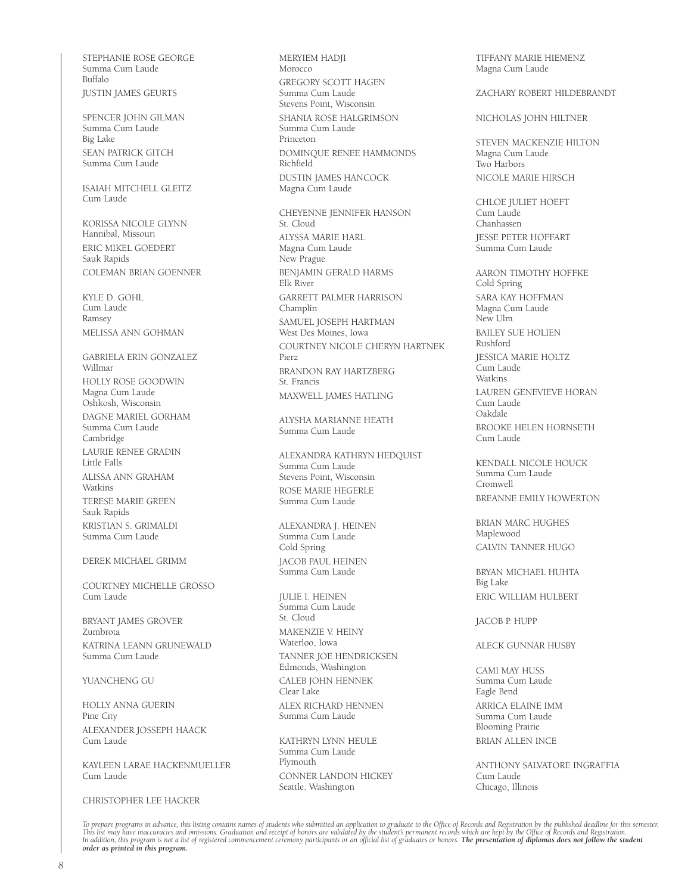STEPHANIE ROSE GEORGE
Summa Cum Laude
Buffalo

JUSTIN JAMES GEURTS

SPENCER JOHN GILMAN
Summa Cum Laude
Big Lake

SEAN PATRICK GITCH
Summa Cum Laude

ISAIAH MITCHELL GLEITZ
Cum Laude

KORISSA NICOLE GLYNN
Hannibal, Missouri

ERIC MIKEL GOEDERT
Sauk Rapids

COLEMAN BRIAN GOENNER

KYLE D. GOHL
Cum Laude
Ramsey

MELISSA ANN GOHMAN

GABRIELA ERIN GONZALEZ
Willmar

HOLLY ROSE GOODWIN
Magna Cum Laude
Oshkosh, Wisconsin

DAGNE MARIEL GORHAM
Summa Cum Laude
Cambridge

LAURIE RENEE GRADIN
Little Falls

ALISSA ANN GRAHAM
Watkins

TERESE MARIE GREEN
Sauk Rapids

KRISTIAN S. GRIMALDI
Summa Cum Laude

DEREK MICHAEL GRIMM

COURTNEY MICHELLE GROSSO
Cum Laude

BRYANT JAMES GROVER
Zumbrota

KATRINA LEANN GRUNEWALD
Summa Cum Laude

YUANCHENG GU

HOLLY ANNA GUERIN
Pine City

ALEXANDER JOSSEPH HAACK
Cum Laude

KAYLEEN LARAE HACKENMUELLER
Cum Laude

CHRISTOPHER LEE HACKER

MERYIEM HADJI
Morocco

GREGORY SCOTT HAGEN
Summa Cum Laude
Stevens Point, Wisconsin

SHANIA ROSE HALGRIMSON
Summa Cum Laude
Princeton

DOMINQUE RENEE HAMMONDS
Richfield

DUSTIN JAMES HANCOCK
Magna Cum Laude

CHEYENNE JENNIFER HANSON
St. Cloud

ALYSSA MARIE HARL
Magna Cum Laude
New Prague

BENJAMIN GERALD HARMS
Elk River

GARRETT PALMER HARRISON
Champlin

SAMUEL JOSEPH HARTMAN
West Des Moines, Iowa

COURTNEY NICOLE CHERYN HARTNEK
Pierz

BRANDON RAY HARTZBERG
St. Francis

MAXWELL JAMES HATLING

ALYSHA MARIANNE HEATH
Summa Cum Laude

ALEXANDRA KATHRYN HEDQUIST
Summa Cum Laude
Stevens Point, Wisconsin

ROSE MARIE HEGERLE
Summa Cum Laude

ALEXANDRA J. HEINEN
Summa Cum Laude
Cold Spring

JACOB PAUL HEINEN
Summa Cum Laude

JULIE I. HEINEN
Summa Cum Laude
St. Cloud

MAKENZIE V. HEINY
Waterloo, Iowa

TANNER JOE HENDRICKSEN
Edmonds, Washington

CALEB JOHN HENNEK
Clear Lake

ALEX RICHARD HENNEN
Summa Cum Laude

KATHRYN LYNN HEULE
Summa Cum Laude
Plymouth

CONNER LANDON HICKEY
Seattle. Washington

TIFFANY MARIE HIEMENZ
Magna Cum Laude

ZACHARY ROBERT HILDEBRANDT

NICHOLAS JOHN HILTNER

STEVEN MACKENZIE HILTON
Magna Cum Laude
Two Harbors

NICOLE MARIE HIRSCH

CHLOE JULIET HOEFT
Cum Laude
Chanhassen

JESSE PETER HOFFART
Summa Cum Laude

AARON TIMOTHY HOFFKE
Cold Spring

SARA KAY HOFFMAN
Magna Cum Laude
New Ulm

BAILEY SUE HOLIEN
Rushford

JESSICA MARIE HOLTZ
Cum Laude
Watkins

LAUREN GENEVIEVE HORAN
Cum Laude
Oakdale

BROOKE HELEN HORNSETH
Cum Laude

KENDALL NICOLE HOUCK
Summa Cum Laude
Cromwell

BREANNE EMILY HOWERTON

BRIAN MARC HUGHES
Maplewood

CALVIN TANNER HUGO

BRYAN MICHAEL HUHTA
Big Lake

ERIC WILLIAM HULBERT

JACOB P. HUPP

ALECK GUNNAR HUSBY

CAMI MAY HUSS
Summa Cum Laude
Eagle Bend

ARRICA ELAINE IMM
Summa Cum Laude
Blooming Prairie

BRIAN ALLEN INCE

ANTHONY SALVATORE INGRAFFIA
Cum Laude
Chicago, Illinois

*To prepare programs in advance, this listing contains names of students who submitted an application to graduate to the Office of Records and Registration by the published deadline for this semester. This list may have inaccuracies and omissions. Graduation and receipt of honors are validated by the student's permanent records which are kept by the Office of Records and Registration. In addition, this program is not a list of registered commencement ceremony participants or an official list of graduates or honors.* ***The presentation of diplomas does not follow the student order as printed in this program.***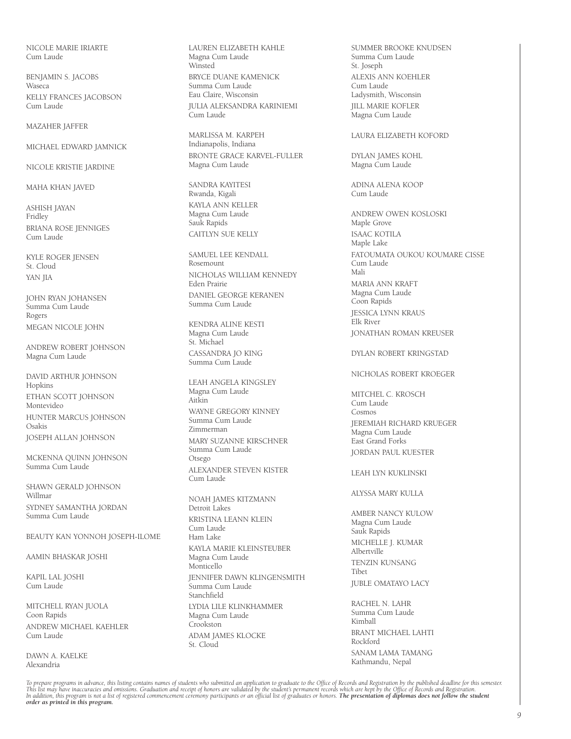NICOLE MARIE IRIARTE
Cum Laude

BENJAMIN S. JACOBS
Waseca

KELLY FRANCES JACOBSON
Cum Laude

MAZAHER JAFFER

MICHAEL EDWARD JAMNICK

NICOLE KRISTIE JARDINE

MAHA KHAN JAVED

ASHISH JAYAN
Fridley

BRIANA ROSE JENNIGES
Cum Laude

KYLE ROGER JENSEN
St. Cloud

YAN JIA

JOHN RYAN JOHANSEN
Summa Cum Laude
Rogers

MEGAN NICOLE JOHN

ANDREW ROBERT JOHNSON
Magna Cum Laude

DAVID ARTHUR JOHNSON
Hopkins

ETHAN SCOTT JOHNSON
Montevideo

HUNTER MARCUS JOHNSON
Osakis

JOSEPH ALLAN JOHNSON

MCKENNA QUINN JOHNSON
Summa Cum Laude

SHAWN GERALD JOHNSON
Willmar

SYDNEY SAMANTHA JORDAN
Summa Cum Laude

BEAUTY KAN YONNOH JOSEPH-ILOME

AAMIN BHASKAR JOSHI

KAPIL LAL JOSHI
Cum Laude

MITCHELL RYAN JUOLA
Coon Rapids

ANDREW MICHAEL KAEHLER
Cum Laude

DAWN A. KAELKE
Alexandria

LAUREN ELIZABETH KAHLE
Magna Cum Laude
Winsted

BRYCE DUANE KAMENICK
Summa Cum Laude
Eau Claire, Wisconsin

JULIA ALEKSANDRA KARINIEMI
Cum Laude

MARLISSA M. KARPEH
Indianapolis, Indiana

BRONTE GRACE KARVEL-FULLER
Magna Cum Laude

SANDRA KAYITESI
Rwanda, Kigali

KAYLA ANN KELLER
Magna Cum Laude
Sauk Rapids

CAITLYN SUE KELLY

SAMUEL LEE KENDALL
Rosemount

NICHOLAS WILLIAM KENNEDY
Eden Prairie

DANIEL GEORGE KERANEN
Summa Cum Laude

KENDRA ALINE KESTI
Magna Cum Laude
St. Michael

CASSANDRA JO KING
Summa Cum Laude

LEAH ANGELA KINGSLEY
Magna Cum Laude
Aitkin

WAYNE GREGORY KINNEY
Summa Cum Laude
Zimmerman

MARY SUZANNE KIRSCHNER
Summa Cum Laude
Otsego

ALEXANDER STEVEN KISTER
Cum Laude

NOAH JAMES KITZMANN
Detroit Lakes

KRISTINA LEANN KLEIN
Cum Laude
Ham Lake

KAYLA MARIE KLEINSTEUBER
Magna Cum Laude
Monticello

JENNIFER DAWN KLINGENSMITH
Summa Cum Laude
Stanchfield

LYDIA LILE KLINKHAMMER
Magna Cum Laude
Crookston

ADAM JAMES KLOCKE
St. Cloud

SUMMER BROOKE KNUDSEN
Summa Cum Laude
St. Joseph

ALEXIS ANN KOEHLER
Cum Laude
Ladysmith, Wisconsin

JILL MARIE KOFLER
Magna Cum Laude

LAURA ELIZABETH KOFORD

DYLAN JAMES KOHL
Magna Cum Laude

ADINA ALENA KOOP
Cum Laude

ANDREW OWEN KOSLOSKI
Maple Grove

ISAAC KOTILA
Maple Lake

FATOUMATA OUKOU KOUMARE CISSE
Cum Laude
Mali

MARIA ANN KRAFT
Magna Cum Laude
Coon Rapids

JESSICA LYNN KRAUS
Elk River

JONATHAN ROMAN KREUSER

DYLAN ROBERT KRINGSTAD

NICHOLAS ROBERT KROEGER

MITCHEL C. KROSCH
Cum Laude
Cosmos

JEREMIAH RICHARD KRUEGER
Magna Cum Laude
East Grand Forks

JORDAN PAUL KUESTER

LEAH LYN KUKLINSKI

ALYSSA MARY KULLA

AMBER NANCY KULOW
Magna Cum Laude
Sauk Rapids

MICHELLE J. KUMAR
Albertville

TENZIN KUNSANG
Tibet

JUBLE OMATAYO LACY

RACHEL N. LAHR
Summa Cum Laude
Kimball

BRANT MICHAEL LAHTI
Rockford

SANAM LAMA TAMANG
Kathmandu, Nepal

*To prepare programs in advance, this listing contains names of students who submitted an application to graduate to the Office of Records and Registration by the published deadline for this semester. This list may have inaccuracies and omissions. Graduation and receipt of honors are validated by the student's permanent records which are kept by the Office of Records and Registration. In addition, this program is not a list of registered commencement ceremony participants or an official list of graduates or honors.* ***The presentation of diplomas does not follow the student order as printed in this program.***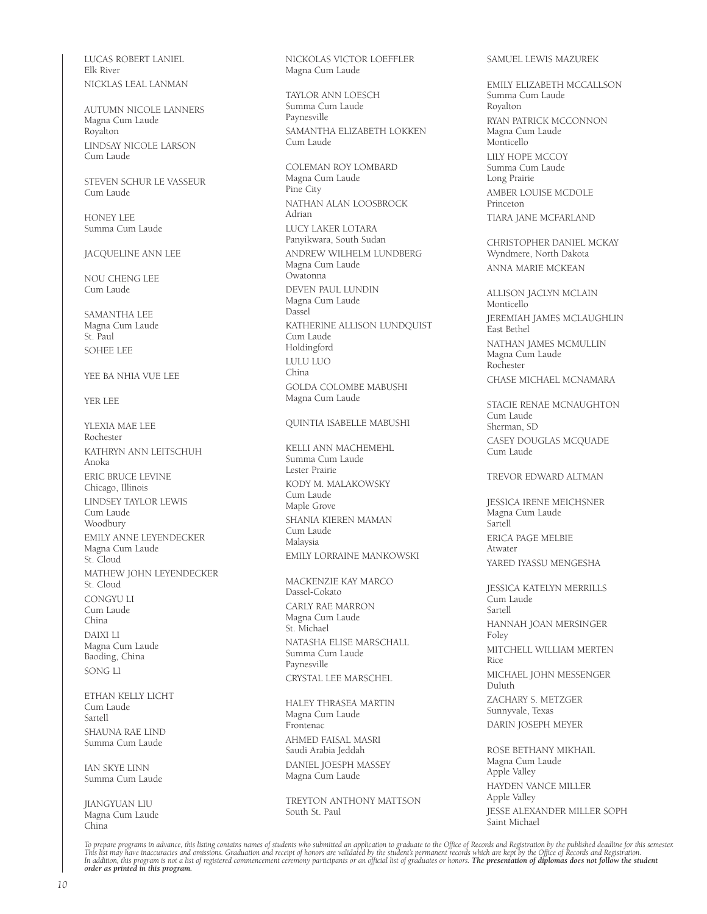LUCAS ROBERT LANIEL
Elk River

NICKLAS LEAL LANMAN

AUTUMN NICOLE LANNERS
Magna Cum Laude
Royalton

LINDSAY NICOLE LARSON
Cum Laude

STEVEN SCHUR LE VASSEUR
Cum Laude

HONEY LEE
Summa Cum Laude

JACQUELINE ANN LEE

NOU CHENG LEE
Cum Laude

SAMANTHA LEE
Magna Cum Laude
St. Paul

SOHEE LEE

YEE BA NHIA VUE LEE

YER LEE

YLEXIA MAE LEE
Rochester

KATHRYN ANN LEITSCHUH
Anoka

ERIC BRUCE LEVINE
Chicago, Illinois

LINDSEY TAYLOR LEWIS
Cum Laude
Woodbury

EMILY ANNE LEYENDECKER
Magna Cum Laude
St. Cloud

MATHEW JOHN LEYENDECKER
St. Cloud

CONGYU LI
Cum Laude
China

DAIXI LI
Magna Cum Laude
Baoding, China

SONG LI

ETHAN KELLY LICHT
Cum Laude
Sartell

SHAUNA RAE LIND
Summa Cum Laude

IAN SKYE LINN
Summa Cum Laude

JIANGYUAN LIU
Magna Cum Laude
China

NICKOLAS VICTOR LOEFFLER
Magna Cum Laude

TAYLOR ANN LOESCH
Summa Cum Laude
Paynesville

SAMANTHA ELIZABETH LOKKEN
Cum Laude

COLEMAN ROY LOMBARD
Magna Cum Laude
Pine City

NATHAN ALAN LOOSBROCK
Adrian

LUCY LAKER LOTARA
Panyikwara, South Sudan

ANDREW WILHELM LUNDBERG
Magna Cum Laude
Owatonna

DEVEN PAUL LUNDIN
Magna Cum Laude
Dassel

KATHERINE ALLISON LUNDQUIST
Cum Laude
Holdingford

LULU LUO
China

GOLDA COLOMBE MABUSHI
Magna Cum Laude

QUINTIA ISABELLE MABUSHI

KELLI ANN MACHEMEHL
Summa Cum Laude
Lester Prairie

KODY M. MALAKOWSKY
Cum Laude
Maple Grove

SHANIA KIEREN MAMAN
Cum Laude
Malaysia

EMILY LORRAINE MANKOWSKI

MACKENZIE KAY MARCO
Dassel-Cokato

CARLY RAE MARRON
Magna Cum Laude
St. Michael

NATASHA ELISE MARSCHALL
Summa Cum Laude
Paynesville

CRYSTAL LEE MARSCHEL

HALEY THRASEA MARTIN
Magna Cum Laude
Frontenac

AHMED FAISAL MASRI
Saudi Arabia Jeddah

DANIEL JOESPH MASSEY
Magna Cum Laude

TREYTON ANTHONY MATTSON
South St. Paul

SAMUEL LEWIS MAZUREK

EMILY ELIZABETH MCCALLSON
Summa Cum Laude
Royalton

RYAN PATRICK MCCONNON
Magna Cum Laude
Monticello

LILY HOPE MCCOY
Summa Cum Laude
Long Prairie

AMBER LOUISE MCDOLE
Princeton

TIARA JANE MCFARLAND

CHRISTOPHER DANIEL MCKAY
Wyndmere, North Dakota

ANNA MARIE MCKEAN

ALLISON JACLYN MCLAIN
Monticello

JEREMIAH JAMES MCLAUGHLIN
East Bethel

NATHAN JAMES MCMULLIN
Magna Cum Laude
Rochester

CHASE MICHAEL MCNAMARA

STACIE RENAE MCNAUGHTON
Cum Laude
Sherman, SD

CASEY DOUGLAS MCQUADE
Cum Laude

TREVOR EDWARD ALTMAN

JESSICA IRENE MEICHSNER
Magna Cum Laude
Sartell

ERICA PAGE MELBIE
Atwater

YARED IYASSU MENGESHA

JESSICA KATELYN MERRILLS
Cum Laude
Sartell

HANNAH JOAN MERSINGER
Foley

MITCHELL WILLIAM MERTEN
Rice

MICHAEL JOHN MESSENGER
Duluth

ZACHARY S. METZGER
Sunnyvale, Texas

DARIN JOSEPH MEYER

ROSE BETHANY MIKHAIL
Magna Cum Laude
Apple Valley

HAYDEN VANCE MILLER
Apple Valley

JESSE ALEXANDER MILLER SOPH
Saint Michael

*To prepare programs in advance, this listing contains names of students who submitted an application to graduate to the Office of Records and Registration by the published deadline for this semester. This list may have inaccuracies and omissions. Graduation and receipt of honors are validated by the student's permanent records which are kept by the Office of Records and Registration. In addition, this program is not a list of registered commencement ceremony participants or an official list of graduates or honors.* ***The presentation of diplomas does not follow the student order as printed in this program.***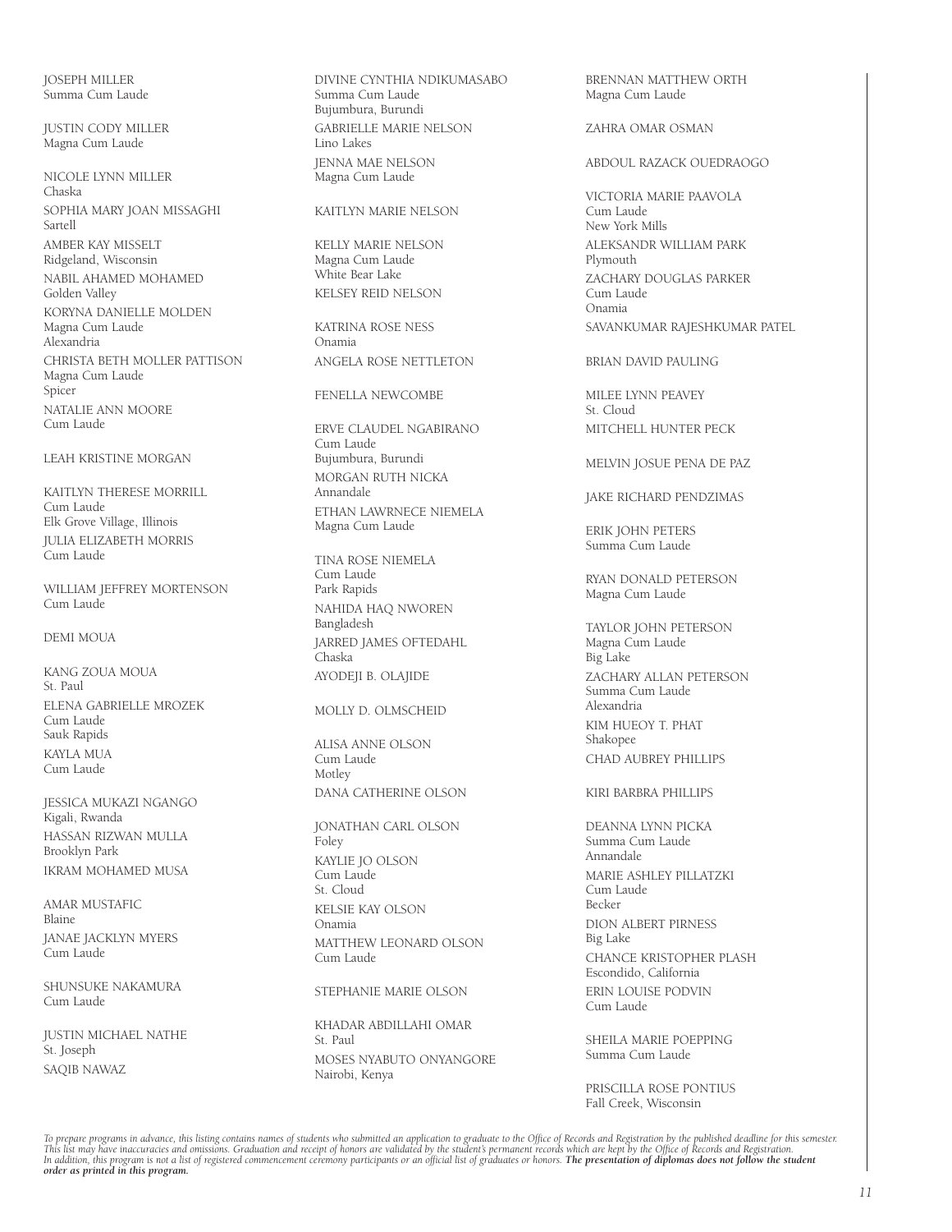JOSEPH MILLER
Summa Cum Laude

JUSTIN CODY MILLER
Magna Cum Laude

NICOLE LYNN MILLER
Chaska

SOPHIA MARY JOAN MISSAGHI
Sartell

AMBER KAY MISSELT
Ridgeland, Wisconsin

NABIL AHAMED MOHAMED
Golden Valley

KORYNA DANIELLE MOLDEN
Magna Cum Laude
Alexandria

CHRISTA BETH MOLLER PATTISON
Magna Cum Laude
Spicer

NATALIE ANN MOORE
Cum Laude

LEAH KRISTINE MORGAN

KAITLYN THERESE MORRILL
Cum Laude
Elk Grove Village, Illinois

JULIA ELIZABETH MORRIS
Cum Laude

WILLIAM JEFFREY MORTENSON
Cum Laude

DEMI MOUA

KANG ZOUA MOUA
St. Paul

ELENA GABRIELLE MROZEK
Cum Laude
Sauk Rapids

KAYLA MUA
Cum Laude

JESSICA MUKAZI NGANGO
Kigali, Rwanda

HASSAN RIZWAN MULLA
Brooklyn Park

IKRAM MOHAMED MUSA

AMAR MUSTAFIC
Blaine

JANAE JACKLYN MYERS
Cum Laude

SHUNSUKE NAKAMURA
Cum Laude

JUSTIN MICHAEL NATHE
St. Joseph

SAQIB NAWAZ

DIVINE CYNTHIA NDIKUMASABO
Summa Cum Laude
Bujumbura, Burundi

GABRIELLE MARIE NELSON
Lino Lakes

JENNA MAE NELSON
Magna Cum Laude

KAITLYN MARIE NELSON

KELLY MARIE NELSON
Magna Cum Laude
White Bear Lake

KELSEY REID NELSON

KATRINA ROSE NESS
Onamia

ANGELA ROSE NETTLETON

FENELLA NEWCOMBE

ERVE CLAUDEL NGABIRANO
Cum Laude
Bujumbura, Burundi

MORGAN RUTH NICKA
Annandale

ETHAN LAWRNECE NIEMELA
Magna Cum Laude

TINA ROSE NIEMELA
Cum Laude
Park Rapids

NAHIDA HAQ NWOREN
Bangladesh

JARRED JAMES OFTEDAHL
Chaska

AYODEJI B. OLAJIDE

MOLLY D. OLMSCHEID

ALISA ANNE OLSON
Cum Laude
Motley

DANA CATHERINE OLSON

JONATHAN CARL OLSON
Foley

KAYLIE JO OLSON
Cum Laude
St. Cloud

KELSIE KAY OLSON
Onamia

MATTHEW LEONARD OLSON
Cum Laude

STEPHANIE MARIE OLSON

KHADAR ABDILLAHI OMAR
St. Paul

MOSES NYABUTO ONYANGORE
Nairobi, Kenya

BRENNAN MATTHEW ORTH
Magna Cum Laude

ZAHRA OMAR OSMAN

ABDOUL RAZACK OUEDRAOGO

VICTORIA MARIE PAAVOLA
Cum Laude
New York Mills

ALEKSANDR WILLIAM PARK
Plymouth

ZACHARY DOUGLAS PARKER
Cum Laude
Onamia

SAVANKUMAR RAJESHKUMAR PATEL

BRIAN DAVID PAULING

MILEE LYNN PEAVEY
St. Cloud

MITCHELL HUNTER PECK

MELVIN JOSUE PENA DE PAZ

JAKE RICHARD PENDZIMAS

ERIK JOHN PETERS
Summa Cum Laude

RYAN DONALD PETERSON
Magna Cum Laude

TAYLOR JOHN PETERSON
Magna Cum Laude
Big Lake

ZACHARY ALLAN PETERSON
Summa Cum Laude
Alexandria

KIM HUEOY T. PHAT
Shakopee

CHAD AUBREY PHILLIPS

KIRI BARBRA PHILLIPS

DEANNA LYNN PICKA
Summa Cum Laude
Annandale

MARIE ASHLEY PILLATZKI
Cum Laude
Becker

DION ALBERT PIRNESS
Big Lake

CHANCE KRISTOPHER PLASH
Escondido, California

ERIN LOUISE PODVIN
Cum Laude

SHEILA MARIE POEPPING
Summa Cum Laude

PRISCILLA ROSE PONTIUS
Fall Creek, Wisconsin

*To prepare programs in advance, this listing contains names of students who submitted an application to graduate to the Office of Records and Registration by the published deadline for this semester. This list may have inaccuracies and omissions. Graduation and receipt of honors are validated by the student's permanent records which are kept by the Office of Records and Registration. In addition, this program is not a list of registered commencement ceremony participants or an official list of graduates or honors.* ***The presentation of diplomas does not follow the student order as printed in this program.***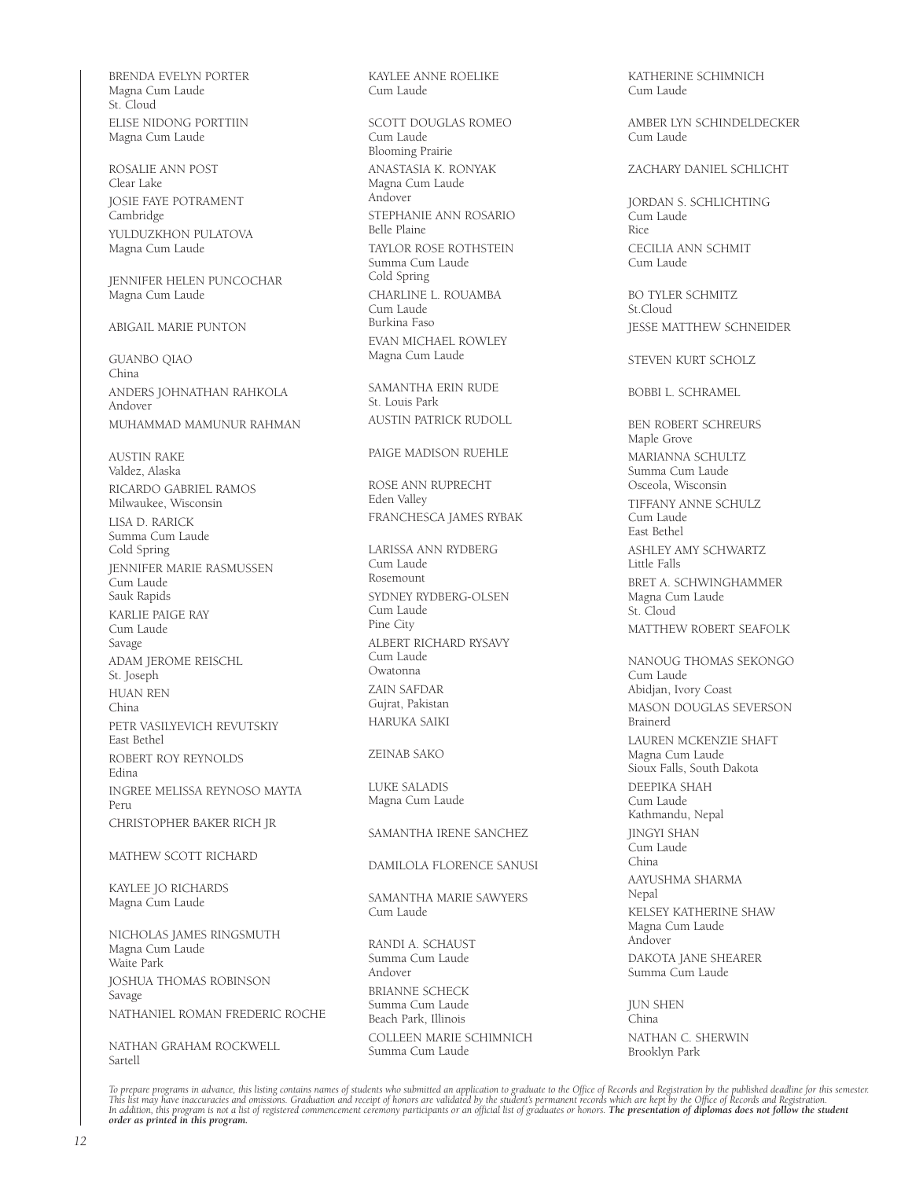BRENDA EVELYN PORTER
Magna Cum Laude
St. Cloud

ELISE NIDONG PORTTIIN
Magna Cum Laude

ROSALIE ANN POST
Clear Lake

JOSIE FAYE POTRAMENT
Cambridge

YULDUZKHON PULATOVA
Magna Cum Laude

JENNIFER HELEN PUNCOCHAR
Magna Cum Laude

ABIGAIL MARIE PUNTON

GUANBO QIAO
China

ANDERS JOHNATHAN RAHKOLA
Andover

MUHAMMAD MAMUNUR RAHMAN

AUSTIN RAKE
Valdez, Alaska

RICARDO GABRIEL RAMOS
Milwaukee, Wisconsin

LISA D. RARICK
Summa Cum Laude
Cold Spring

JENNIFER MARIE RASMUSSEN
Cum Laude
Sauk Rapids

KARLIE PAIGE RAY
Cum Laude
Savage

ADAM JEROME REISCHL
St. Joseph

HUAN REN
China

PETR VASILYEVICH REVUTSKIY
East Bethel

ROBERT ROY REYNOLDS
Edina

INGREE MELISSA REYNOSO MAYTA
Peru

CHRISTOPHER BAKER RICH JR

MATHEW SCOTT RICHARD

KAYLEE JO RICHARDS
Magna Cum Laude

NICHOLAS JAMES RINGSMUTH
Magna Cum Laude
Waite Park

JOSHUA THOMAS ROBINSON
Savage

NATHANIEL ROMAN FREDERIC ROCHE

NATHAN GRAHAM ROCKWELL
Sartell

KAYLEE ANNE ROELIKE
Cum Laude

SCOTT DOUGLAS ROMEO
Cum Laude
Blooming Prairie

ANASTASIA K. RONYAK
Magna Cum Laude
Andover

STEPHANIE ANN ROSARIO
Belle Plaine

TAYLOR ROSE ROTHSTEIN
Summa Cum Laude
Cold Spring

CHARLINE L. ROUAMBA
Cum Laude
Burkina Faso

EVAN MICHAEL ROWLEY
Magna Cum Laude

SAMANTHA ERIN RUDE
St. Louis Park

AUSTIN PATRICK RUDOLL

PAIGE MADISON RUEHLE

ROSE ANN RUPRECHT
Eden Valley

FRANCHESCA JAMES RYBAK

LARISSA ANN RYDBERG
Cum Laude
Rosemount

SYDNEY RYDBERG-OLSEN
Cum Laude
Pine City

ALBERT RICHARD RYSAVY
Cum Laude
Owatonna

ZAIN SAFDAR
Gujrat, Pakistan

HARUKA SAIKI

ZEINAB SAKO

LUKE SALADIS
Magna Cum Laude

SAMANTHA IRENE SANCHEZ

DAMILOLA FLORENCE SANUSI

SAMANTHA MARIE SAWYERS
Cum Laude

RANDI A. SCHAUST
Summa Cum Laude
Andover

BRIANNE SCHECK
Summa Cum Laude
Beach Park, Illinois

COLLEEN MARIE SCHIMNICH
Summa Cum Laude

KATHERINE SCHIMNICH
Cum Laude

AMBER LYN SCHINDELDECKER
Cum Laude

ZACHARY DANIEL SCHLICHT

JORDAN S. SCHLICHTING
Cum Laude
Rice

CECILIA ANN SCHMIT
Cum Laude

BO TYLER SCHMITZ
St.Cloud

JESSE MATTHEW SCHNEIDER

STEVEN KURT SCHOLZ

BOBBI L. SCHRAMEL

BEN ROBERT SCHREURS
Maple Grove

MARIANNA SCHULTZ
Summa Cum Laude
Osceola, Wisconsin

TIFFANY ANNE SCHULZ
Cum Laude
East Bethel

ASHLEY AMY SCHWARTZ
Little Falls

BRET A. SCHWINGHAMMER
Magna Cum Laude
St. Cloud

MATTHEW ROBERT SEAFOLK

NANOUG THOMAS SEKONGO
Cum Laude
Abidjan, Ivory Coast

MASON DOUGLAS SEVERSON
Brainerd

LAUREN MCKENZIE SHAFT
Magna Cum Laude
Sioux Falls, South Dakota

DEEPIKA SHAH
Cum Laude
Kathmandu, Nepal

JINGYI SHAN
Cum Laude
China

AAYUSHMA SHARMA
Nepal

KELSEY KATHERINE SHAW
Magna Cum Laude
Andover

DAKOTA JANE SHEARER
Summa Cum Laude

JUN SHEN
China

NATHAN C. SHERWIN
Brooklyn Park

*To prepare programs in advance, this listing contains names of students who submitted an application to graduate to the Office of Records and Registration by the published deadline for this semester. This list may have inaccuracies and omissions. Graduation and receipt of honors are validated by the student's permanent records which are kept by the Office of Records and Registration. In addition, this program is not a list of registered commencement ceremony participants or an official list of graduates or honors.* ***The presentation of diplomas does not follow the student order as printed in this program.***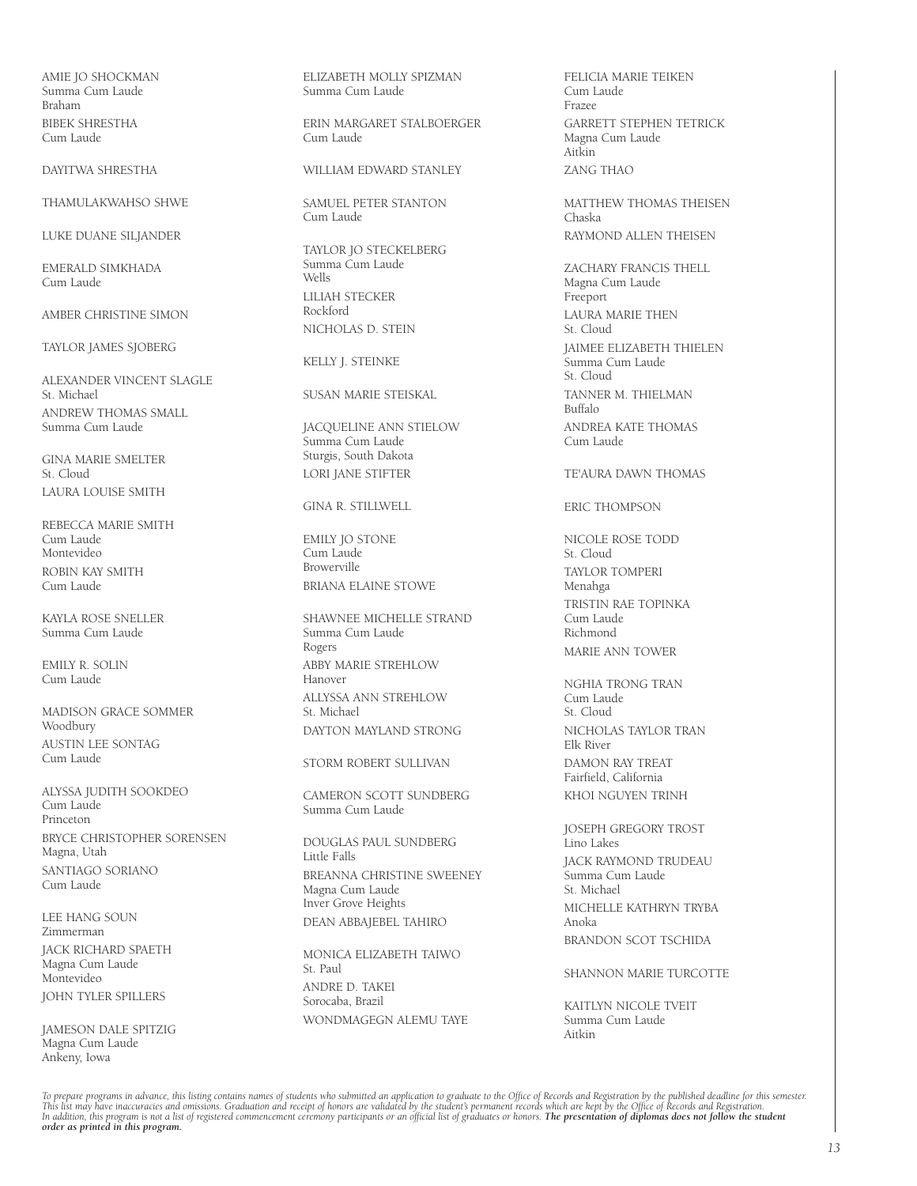AMIE JO SHOCKMAN
Summa Cum Laude
Braham

BIBEK SHRESTHA
Cum Laude

DAYITWA SHRESTHA

THAMULAKWAHSO SHWE

LUKE DUANE SILJANDER

EMERALD SIMKHADA
Cum Laude

AMBER CHRISTINE SIMON

TAYLOR JAMES SJOBERG

ALEXANDER VINCENT SLAGLE
St. Michael

ANDREW THOMAS SMALL
Summa Cum Laude

GINA MARIE SMELTER
St. Cloud

LAURA LOUISE SMITH

REBECCA MARIE SMITH
Cum Laude
Montevideo

ROBIN KAY SMITH
Cum Laude

KAYLA ROSE SNELLER
Summa Cum Laude

EMILY R. SOLIN
Cum Laude

MADISON GRACE SOMMER
Woodbury

AUSTIN LEE SONTAG
Cum Laude

ALYSSA JUDITH SOOKDEO
Cum Laude
Princeton

BRYCE CHRISTOPHER SORENSEN
Magna, Utah

SANTIAGO SORIANO
Cum Laude

LEE HANG SOUN
Zimmerman

JACK RICHARD SPAETH
Magna Cum Laude
Montevideo

JOHN TYLER SPILLERS

JAMESON DALE SPITZIG
Magna Cum Laude
Ankeny, Iowa

ELIZABETH MOLLY SPIZMAN
Summa Cum Laude

ERIN MARGARET STALBOERGER
Cum Laude

WILLIAM EDWARD STANLEY

SAMUEL PETER STANTON
Cum Laude

TAYLOR JO STECKELBERG
Summa Cum Laude
Wells

LILIAH STECKER
Rockford

NICHOLAS D. STEIN

KELLY J. STEINKE

SUSAN MARIE STEISKAL

JACQUELINE ANN STIELOW
Summa Cum Laude
Sturgis, South Dakota

LORI JANE STIFTER

GINA R. STILLWELL

EMILY JO STONE
Cum Laude
Browerville

BRIANA ELAINE STOWE

SHAWNEE MICHELLE STRAND
Summa Cum Laude
Rogers

ABBY MARIE STREHLOW
Hanover

ALLYSSA ANN STREHLOW
St. Michael

DAYTON MAYLAND STRONG

STORM ROBERT SULLIVAN

CAMERON SCOTT SUNDBERG
Summa Cum Laude

DOUGLAS PAUL SUNDBERG
Little Falls

BREANNA CHRISTINE SWEENEY
Magna Cum Laude
Inver Grove Heights

DEAN ABBAJEBEL TAHIRO

MONICA ELIZABETH TAIWO
St. Paul

ANDRE D. TAKEI
Sorocaba, Brazil

WONDMAGEGN ALEMU TAYE

FELICIA MARIE TEIKEN
Cum Laude
Frazee

GARRETT STEPHEN TETRICK
Magna Cum Laude
Aitkin

ZANG THAO

MATTHEW THOMAS THEISEN
Chaska

RAYMOND ALLEN THEISEN

ZACHARY FRANCIS THELL
Magna Cum Laude
Freeport

LAURA MARIE THEN
St. Cloud

JAIMEE ELIZABETH THIELEN
Summa Cum Laude
St. Cloud

TANNER M. THIELMAN
Buffalo

ANDREA KATE THOMAS
Cum Laude

TE'AURA DAWN THOMAS

ERIC THOMPSON

NICOLE ROSE TODD
St. Cloud

TAYLOR TOMPERI
Menahga

TRISTIN RAE TOPINKA
Cum Laude
Richmond

MARIE ANN TOWER

NGHIA TRONG TRAN
Cum Laude
St. Cloud

NICHOLAS TAYLOR TRAN
Elk River

DAMON RAY TREAT
Fairfield, California

KHOI NGUYEN TRINH

JOSEPH GREGORY TROST
Lino Lakes

JACK RAYMOND TRUDEAU
Summa Cum Laude
St. Michael

MICHELLE KATHRYN TRYBA
Anoka

BRANDON SCOT TSCHIDA

SHANNON MARIE TURCOTTE

KAITLYN NICOLE TVEIT
Summa Cum Laude
Aitkin

*To prepare programs in advance, this listing contains names of students who submitted an application to graduate to the Office of Records and Registration by the published deadline for this semester. This list may have inaccuracies and omissions. Graduation and receipt of honors are validated by the student's permanent records which are kept by the Office of Records and Registration. In addition, this program is not a list of registered commencement ceremony participants or an official list of graduates or honors.* ***The presentation of diplomas does not follow the student order as printed in this program.***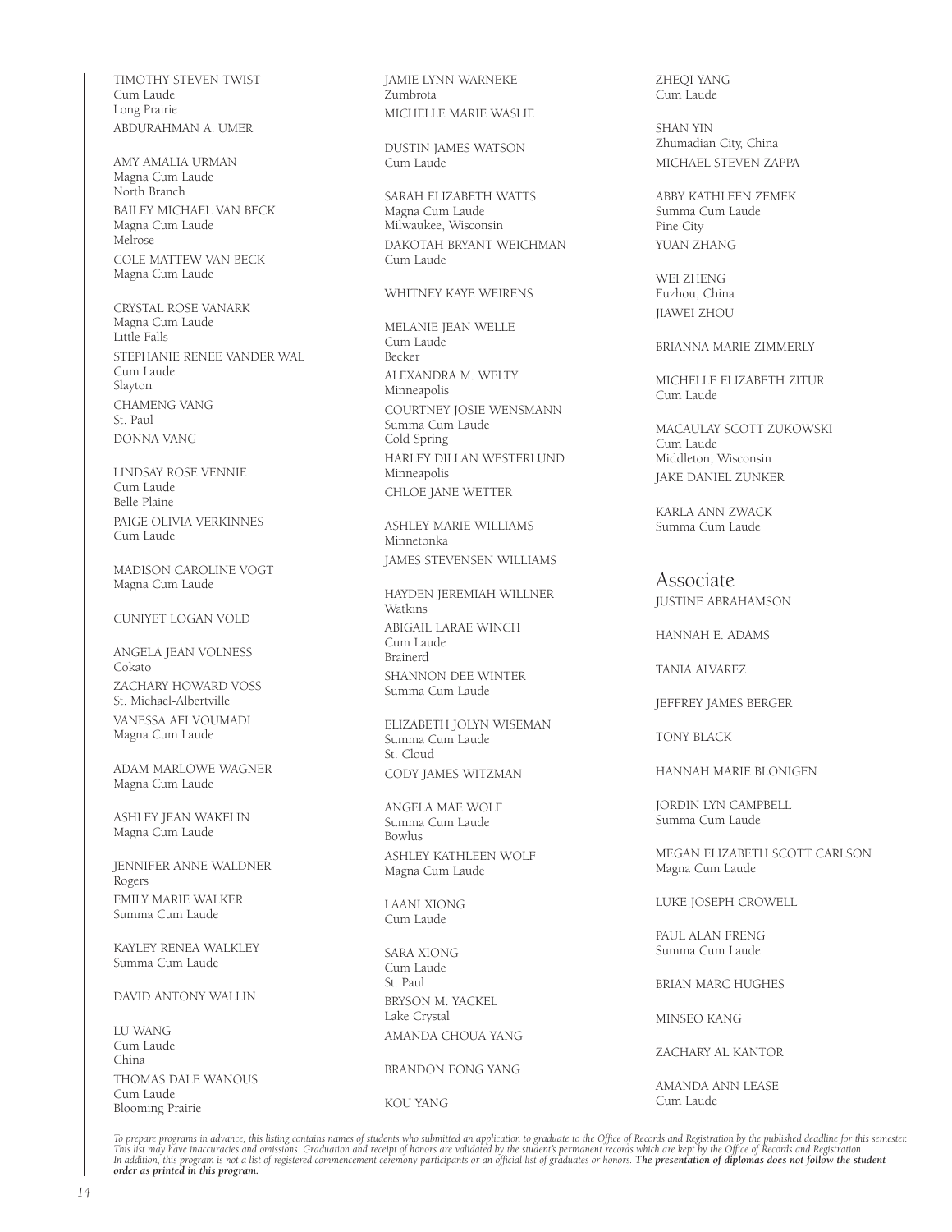TIMOTHY STEVEN TWIST
Cum Laude
Long Prairie

ABDURAHMAN A. UMER

AMY AMALIA URMAN
Magna Cum Laude
North Branch

BAILEY MICHAEL VAN BECK
Magna Cum Laude
Melrose

COLE MATTEW VAN BECK
Magna Cum Laude

CRYSTAL ROSE VANARK
Magna Cum Laude
Little Falls

STEPHANIE RENEE VANDER WAL
Cum Laude
Slayton

CHAMENG VANG
St. Paul

DONNA VANG

LINDSAY ROSE VENNIE
Cum Laude
Belle Plaine

PAIGE OLIVIA VERKINNES
Cum Laude

MADISON CAROLINE VOGT
Magna Cum Laude

CUNIYET LOGAN VOLD

ANGELA JEAN VOLNESS
Cokato

ZACHARY HOWARD VOSS
St. Michael-Albertville

VANESSA AFI VOUMADI
Magna Cum Laude

ADAM MARLOWE WAGNER
Magna Cum Laude

ASHLEY JEAN WAKELIN
Magna Cum Laude

JENNIFER ANNE WALDNER
Rogers

EMILY MARIE WALKER
Summa Cum Laude

KAYLEY RENEA WALKLEY
Summa Cum Laude

DAVID ANTONY WALLIN

LU WANG
Cum Laude
China

THOMAS DALE WANOUS
Cum Laude
Blooming Prairie

JAMIE LYNN WARNEKE
Zumbrota

MICHELLE MARIE WASLIE

DUSTIN JAMES WATSON
Cum Laude

SARAH ELIZABETH WATTS
Magna Cum Laude
Milwaukee, Wisconsin

DAKOTAH BRYANT WEICHMAN
Cum Laude

WHITNEY KAYE WEIRENS

MELANIE JEAN WELLE
Cum Laude
Becker

ALEXANDRA M. WELTY
Minneapolis

COURTNEY JOSIE WENSMANN
Summa Cum Laude
Cold Spring

HARLEY DILLAN WESTERLUND
Minneapolis

CHLOE JANE WETTER

ASHLEY MARIE WILLIAMS
Minnetonka

JAMES STEVENSEN WILLIAMS

HAYDEN JEREMIAH WILLNER
Watkins

ABIGAIL LARAE WINCH
Cum Laude
Brainerd

SHANNON DEE WINTER
Summa Cum Laude

ELIZABETH JOLYN WISEMAN
Summa Cum Laude
St. Cloud

CODY JAMES WITZMAN

ANGELA MAE WOLF
Summa Cum Laude
Bowlus

ASHLEY KATHLEEN WOLF
Magna Cum Laude

LAANI XIONG
Cum Laude

SARA XIONG
Cum Laude
St. Paul

BRYSON M. YACKEL
Lake Crystal

AMANDA CHOUA YANG

BRANDON FONG YANG

KOU YANG

ZHEQI YANG
Cum Laude

SHAN YIN
Zhumadian City, China

MICHAEL STEVEN ZAPPA

ABBY KATHLEEN ZEMEK
Summa Cum Laude
Pine City

YUAN ZHANG

WEI ZHENG
Fuzhou, China

JIAWEI ZHOU

BRIANNA MARIE ZIMMERLY

MICHELLE ELIZABETH ZITUR
Cum Laude

MACAULAY SCOTT ZUKOWSKI
Cum Laude
Middleton, Wisconsin

JAKE DANIEL ZUNKER

KARLA ANN ZWACK
Summa Cum Laude

## Associate

JUSTINE ABRAHAMSON

HANNAH E. ADAMS

TANIA ALVAREZ

JEFFREY JAMES BERGER

TONY BLACK

HANNAH MARIE BLONIGEN

JORDIN LYN CAMPBELL
Summa Cum Laude

MEGAN ELIZABETH SCOTT CARLSON
Magna Cum Laude

LUKE JOSEPH CROWELL

PAUL ALAN FRENG
Summa Cum Laude

BRIAN MARC HUGHES

MINSEO KANG

ZACHARY AL KANTOR

AMANDA ANN LEASE
Cum Laude

*To prepare programs in advance, this listing contains names of students who submitted an application to graduate to the Office of Records and Registration by the published deadline for this semester. This list may have inaccuracies and omissions. Graduation and receipt of honors are validated by the student's permanent records which are kept by the Office of Records and Registration. In addition, this program is not a list of registered commencement ceremony participants or an official list of graduates or honors.* ***The presentation of diplomas does not follow the student order as printed in this program.***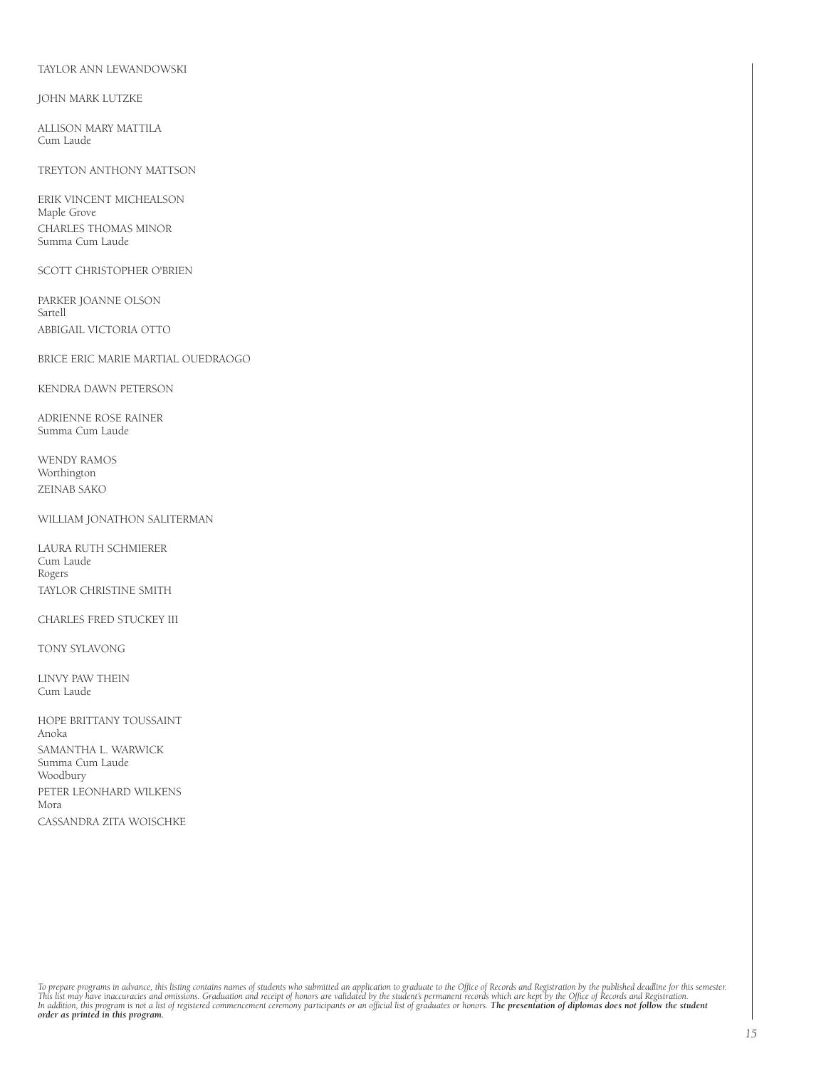TAYLOR ANN LEWANDOWSKI

JOHN MARK LUTZKE

ALLISON MARY MATTILA
Cum Laude

TREYTON ANTHONY MATTSON

ERIK VINCENT MICHEALSON
Maple Grove

CHARLES THOMAS MINOR
Summa Cum Laude

SCOTT CHRISTOPHER O'BRIEN

PARKER JOANNE OLSON
Sartell

ABBIGAIL VICTORIA OTTO

BRICE ERIC MARIE MARTIAL OUEDRAOGO

KENDRA DAWN PETERSON

ADRIENNE ROSE RAINER
Summa Cum Laude

WENDY RAMOS
Worthington

ZEINAB SAKO

WILLIAM JONATHON SALITERMAN

LAURA RUTH SCHMIERER
Cum Laude
Rogers

TAYLOR CHRISTINE SMITH

CHARLES FRED STUCKEY III

TONY SYLAVONG

LINVY PAW THEIN
Cum Laude

HOPE BRITTANY TOUSSAINT
Anoka

SAMANTHA L. WARWICK
Summa Cum Laude
Woodbury

PETER LEONHARD WILKENS
Mora

CASSANDRA ZITA WOISCHKE

*To prepare programs in advance, this listing contains names of students who submitted an application to graduate to the Office of Records and Registration by the published deadline for this semester. This list may have inaccuracies and omissions. Graduation and receipt of honors are validated by the student's permanent records which are kept by the Office of Records and Registration. In addition, this program is not a list of registered commencement ceremony participants or an official list of graduates or honors.* ***The presentation of diplomas does not follow the student order as printed in this program.***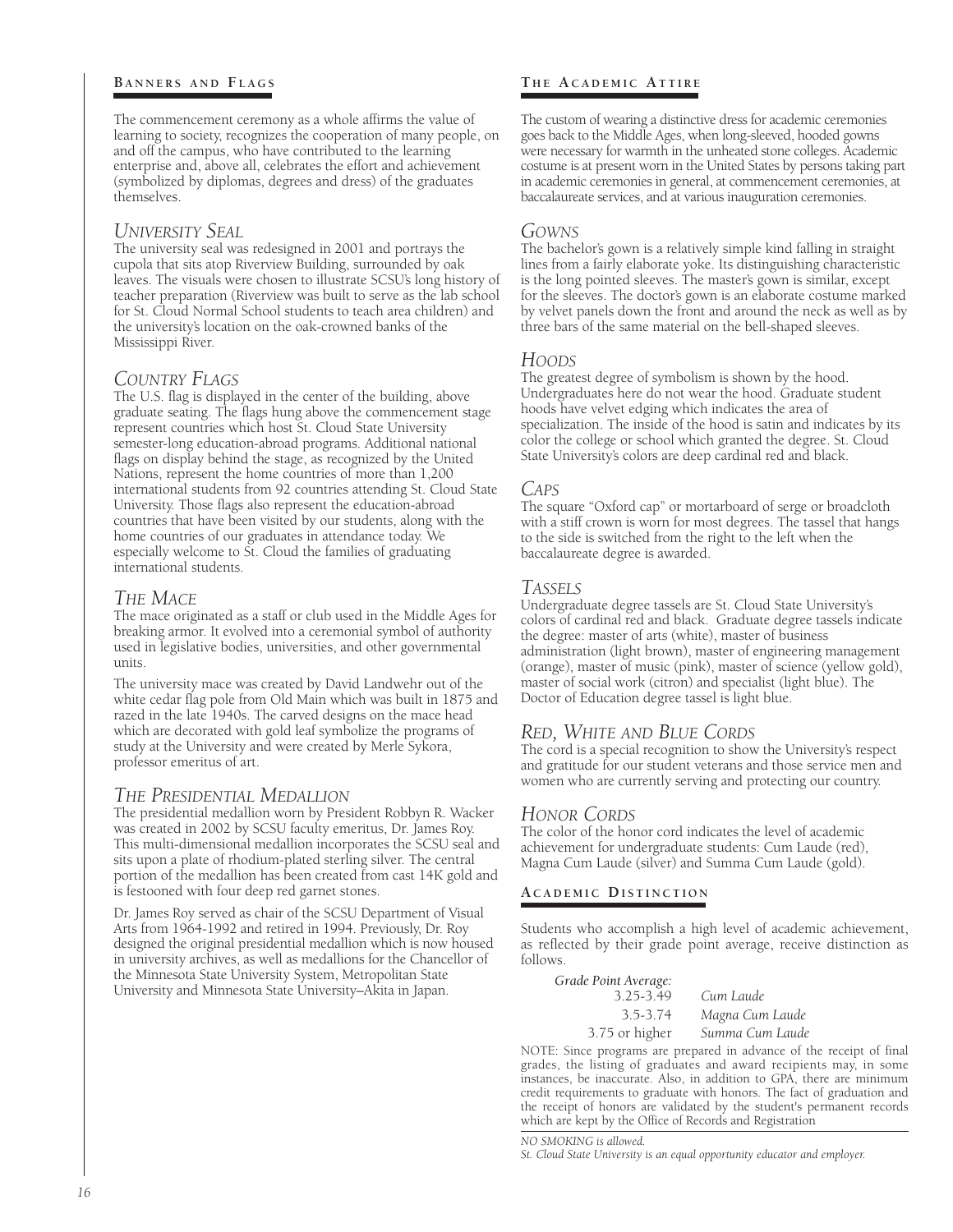## Banners and Flags

The commencement ceremony as a whole affirms the value of learning to society, recognizes the cooperation of many people, on and off the campus, who have contributed to the learning enterprise and, above all, celebrates the effort and achievement (symbolized by diplomas, degrees and dress) of the graduates themselves.

### *University Seal*

The university seal was redesigned in 2001 and portrays the cupola that sits atop Riverview Building, surrounded by oak leaves. The visuals were chosen to illustrate SCSU's long history of teacher preparation (Riverview was built to serve as the lab school for St. Cloud Normal School students to teach area children) and the university's location on the oak-crowned banks of the Mississippi River.

### *Country Flags*

The U.S. flag is displayed in the center of the building, above graduate seating. The flags hung above the commencement stage represent countries which host St. Cloud State University semester-long education-abroad programs. Additional national flags on display behind the stage, as recognized by the United Nations, represent the home countries of more than 1,200 international students from 92 countries attending St. Cloud State University. Those flags also represent the education-abroad countries that have been visited by our students, along with the home countries of our graduates in attendance today. We especially welcome to St. Cloud the families of graduating international students.

### *The Mace*

The mace originated as a staff or club used in the Middle Ages for breaking armor. It evolved into a ceremonial symbol of authority used in legislative bodies, universities, and other governmental units.

The university mace was created by David Landwehr out of the white cedar flag pole from Old Main which was built in 1875 and razed in the late 1940s. The carved designs on the mace head which are decorated with gold leaf symbolize the programs of study at the University and were created by Merle Sykora, professor emeritus of art.

### *The Presidential Medallion*

The presidential medallion worn by President Robbyn R. Wacker was created in 2002 by SCSU faculty emeritus, Dr. James Roy. This multi-dimensional medallion incorporates the SCSU seal and sits upon a plate of rhodium-plated sterling silver. The central portion of the medallion has been created from cast 14K gold and is festooned with four deep red garnet stones.

Dr. James Roy served as chair of the SCSU Department of Visual Arts from 1964-1992 and retired in 1994. Previously, Dr. Roy designed the original presidential medallion which is now housed in university archives, as well as medallions for the Chancellor of the Minnesota State University System, Metropolitan State University and Minnesota State University–Akita in Japan.

## The Academic Attire

The custom of wearing a distinctive dress for academic ceremonies goes back to the Middle Ages, when long-sleeved, hooded gowns were necessary for warmth in the unheated stone colleges. Academic costume is at present worn in the United States by persons taking part in academic ceremonies in general, at commencement ceremonies, at baccalaureate services, and at various inauguration ceremonies.

### *Gowns*

The bachelor's gown is a relatively simple kind falling in straight lines from a fairly elaborate yoke. Its distinguishing characteristic is the long pointed sleeves. The master's gown is similar, except for the sleeves. The doctor's gown is an elaborate costume marked by velvet panels down the front and around the neck as well as by three bars of the same material on the bell-shaped sleeves.

### *Hoods*

The greatest degree of symbolism is shown by the hood. Undergraduates here do not wear the hood. Graduate student hoods have velvet edging which indicates the area of specialization. The inside of the hood is satin and indicates by its color the college or school which granted the degree. St. Cloud State University's colors are deep cardinal red and black.

### *Caps*

The square "Oxford cap" or mortarboard of serge or broadcloth with a stiff crown is worn for most degrees. The tassel that hangs to the side is switched from the right to the left when the baccalaureate degree is awarded.

### *Tassels*

Undergraduate degree tassels are St. Cloud State University's colors of cardinal red and black. Graduate degree tassels indicate the degree: master of arts (white), master of business administration (light brown), master of engineering management (orange), master of music (pink), master of science (yellow gold), master of social work (citron) and specialist (light blue). The Doctor of Education degree tassel is light blue.

### *Red, White and Blue Cords*

The cord is a special recognition to show the University's respect and gratitude for our student veterans and those service men and women who are currently serving and protecting our country.

### *Honor Cords*

The color of the honor cord indicates the level of academic achievement for undergraduate students: Cum Laude (red), Magna Cum Laude (silver) and Summa Cum Laude (gold).

## Academic Distinction

Students who accomplish a high level of academic achievement, as reflected by their grade point average, receive distinction as follows.

| *Grade Point Average:* | |
|---|---|
| 3.25-3.49 | *Cum Laude* |
| 3.5-3.74 | *Magna Cum Laude* |
| 3.75 or higher | *Summa Cum Laude* |

NOTE: Since programs are prepared in advance of the receipt of final grades, the listing of graduates and award recipients may, in some instances, be inaccurate. Also, in addition to GPA, there are minimum credit requirements to graduate with honors. The fact of graduation and the receipt of honors are validated by the student's permanent records which are kept by the Office of Records and Registration

*NO SMOKING is allowed.*

*St. Cloud State University is an equal opportunity educator and employer.*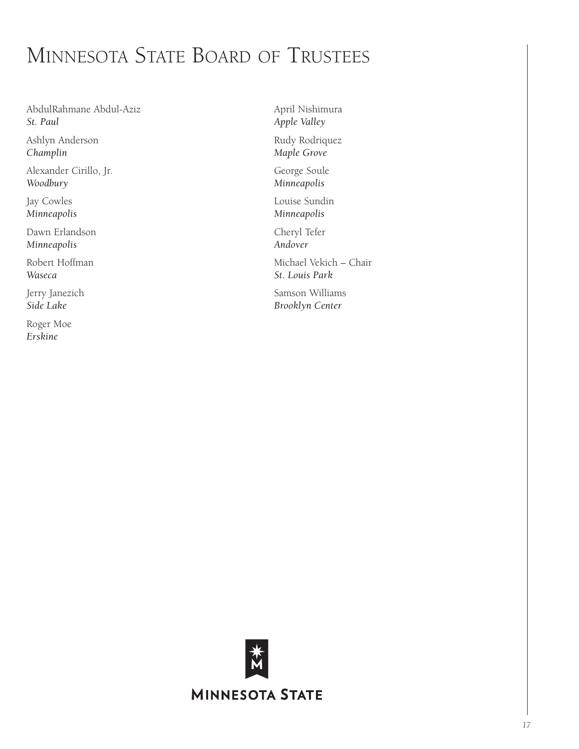# Minnesota State Board of Trustees

AbdulRahmane Abdul-Aziz
*St. Paul*

Ashlyn Anderson
*Champlin*

Alexander Cirillo, Jr.
*Woodbury*

Jay Cowles
*Minneapolis*

Dawn Erlandson
*Minneapolis*

Robert Hoffman
*Waseca*

Jerry Janezich
*Side Lake*

Roger Moe
*Erskine*

April Nishimura
*Apple Valley*

Rudy Rodriquez
*Maple Grove*

George Soule
*Minneapolis*

Louise Sundin
*Minneapolis*

Cheryl Tefer
*Andover*

Michael Vekich – Chair
*St. Louis Park*

Samson Williams
*Brooklyn Center*

Minnesota State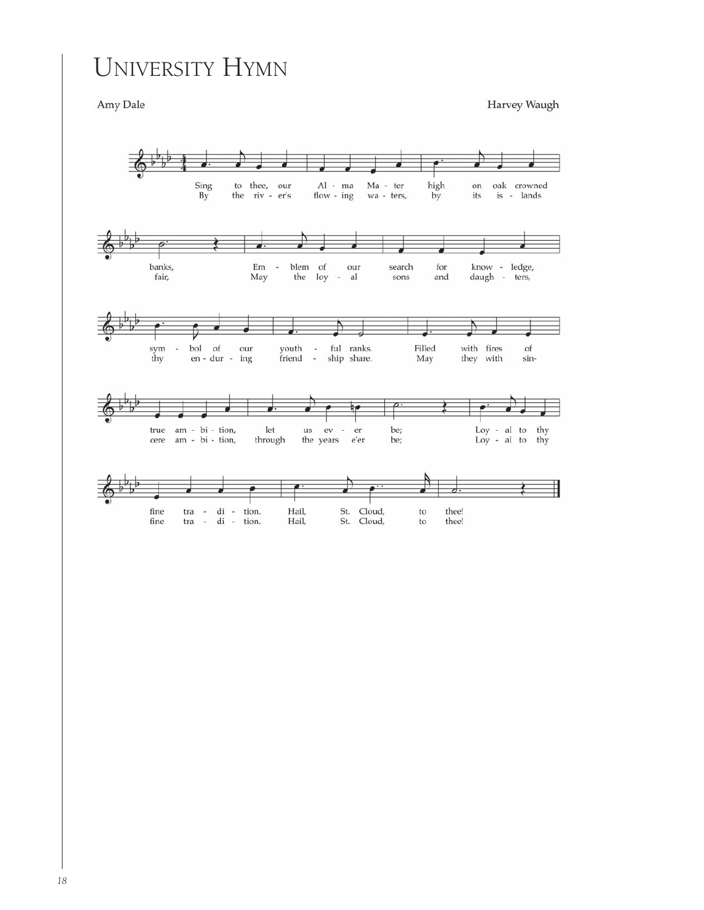# University Hymn

Amy Dale

Harvey Waugh

Sing to thee, our Alma Mater high on oak crowned banks,
Emblem of our search for knowledge, symbol of our youthful ranks.
Filled with fires of true ambition, let us ever be;
Loyal to thy fine tradition. Hail, St. Cloud, to thee!

By the river's flowing waters, by its islands fair,
May the loyal sons and daughters, thy enduring friendship share.
May they with sincere ambition, through the years e'er be;
Loyal to thy fine tradition. Hail, St. Cloud, to thee!